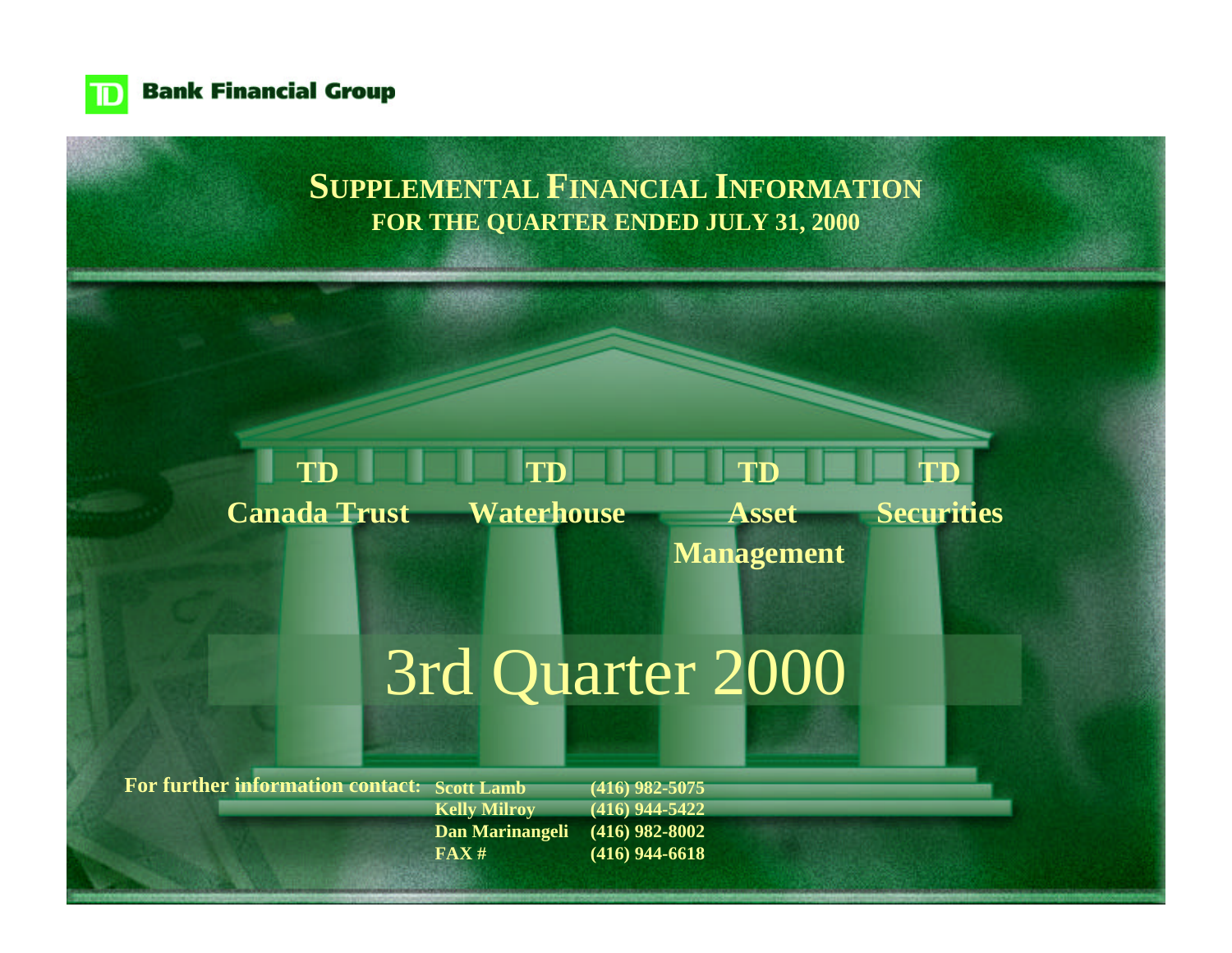**TD Bank Financial Group**

# SUPPLEMENTAL FINANCIAL INFORMATION

## FOR THE QUARTER ENDED JULY 31, 2000

**TD Canada Trust** | **TD Waterhouse** | **TD Asset Management** | **TD Securities**

# 3rd Quarter 2000

**For further information contact:**

| | |
|---|---|
| **Scott Lamb** | **(416) 982-5075** |
| **Kelly Milroy** | **(416) 944-5422** |
| **Dan Marinangeli** | **(416) 982-8002** |
| **FAX #** | **(416) 944-6618** |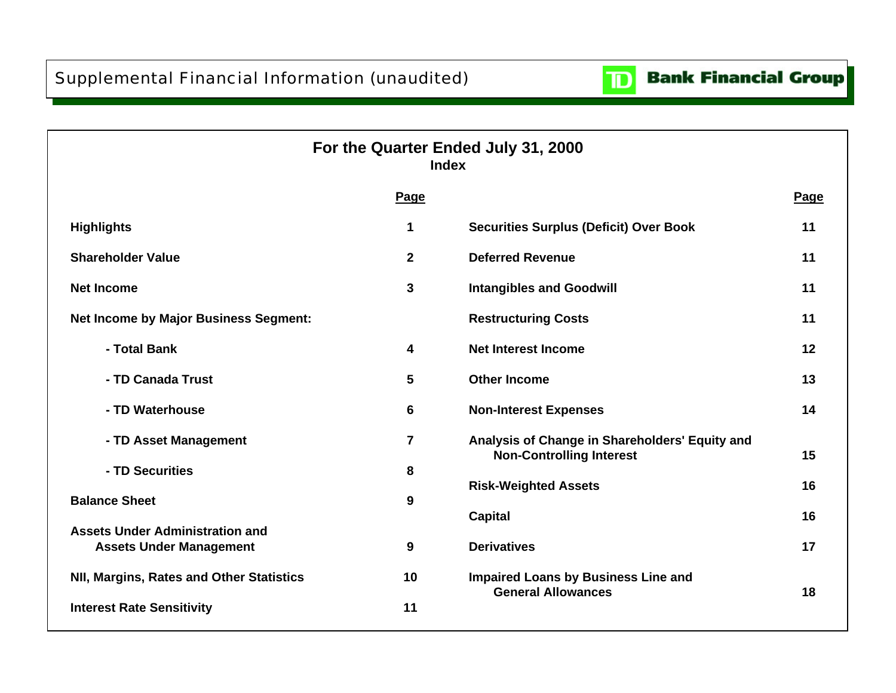Supplemental Financial Information (unaudited)

TD Bank Financial Group

# For the Quarter Ended July 31, 2000

## Index

| | Page | | Page |
|---|---|---|---|
| **Highlights** | 1 | **Securities Surplus (Deficit) Over Book** | 11 |
| **Shareholder Value** | 2 | **Deferred Revenue** | 11 |
| **Net Income** | 3 | **Intangibles and Goodwill** | 11 |
| **Net Income by Major Business Segment:** | | **Restructuring Costs** | 11 |
| **- Total Bank** | 4 | **Net Interest Income** | 12 |
| **- TD Canada Trust** | 5 | **Other Income** | 13 |
| **- TD Waterhouse** | 6 | **Non-Interest Expenses** | 14 |
| **- TD Asset Management** | 7 | **Analysis of Change in Shareholders' Equity and Non-Controlling Interest** | 15 |
| **- TD Securities** | 8 | **Risk-Weighted Assets** | 16 |
| **Balance Sheet** | 9 | **Capital** | 16 |
| **Assets Under Administration and Assets Under Management** | 9 | **Derivatives** | 17 |
| **NII, Margins, Rates and Other Statistics** | 10 | **Impaired Loans by Business Line and General Allowances** | 18 |
| **Interest Rate Sensitivity** | 11 | | |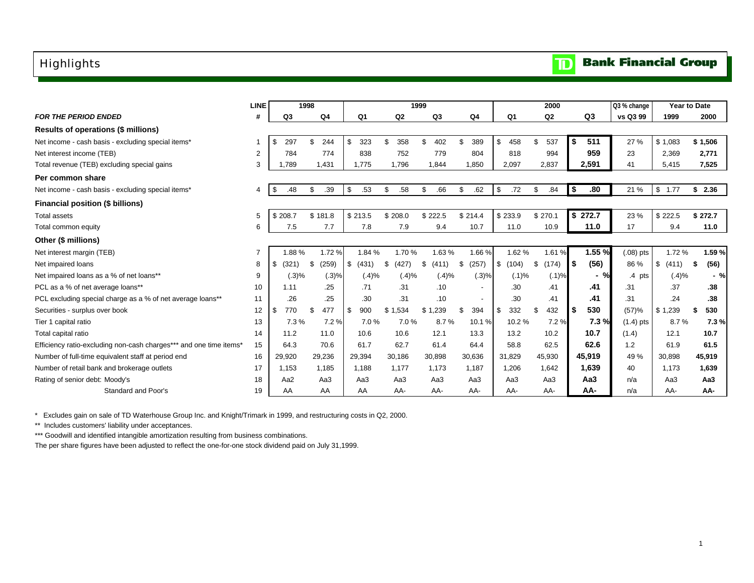# Highlights

TD Bank Financial Group

| | LINE | 1998 | | 1999 | | | | 2000 | | | Q3 % change | Year to Date | |
|---|---|---|---|---|---|---|---|---|---|---|---|---|---|
| *FOR THE PERIOD ENDED* | # | Q3 | Q4 | Q1 | Q2 | Q3 | Q4 | Q1 | Q2 | Q3 | vs Q3 99 | 1999 | 2000 |
| **Results of operations ($ millions)** | | | | | | | | | | | | | |
| Net income - cash basis - excluding special items* | 1 | $ 297 | $ 244 | $ 323 | $ 358 | $ 402 | $ 389 | $ 458 | $ 537 | **$ 511** | 27 % | $ 1,083 | **$ 1,506** |
| Net interest income (TEB) | 2 | 784 | 774 | 838 | 752 | 779 | 804 | 818 | 994 | **959** | 23 | 2,369 | **2,771** |
| Total revenue (TEB) excluding special gains | 3 | 1,789 | 1,431 | 1,775 | 1,796 | 1,844 | 1,850 | 2,097 | 2,837 | **2,591** | 41 | 5,415 | **7,525** |
| **Per common share** | | | | | | | | | | | | | |
| Net income - cash basis - excluding special items* | 4 | $ .48 | $ .39 | $ .53 | $ .58 | $ .66 | $ .62 | $ .72 | $ .84 | **$ .80** | 21 % | $ 1.77 | **$ 2.36** |
| **Financial position ($ billions)** | | | | | | | | | | | | | |
| Total assets | 5 | $ 208.7 | $ 181.8 | $ 213.5 | $ 208.0 | $ 222.5 | $ 214.4 | $ 233.9 | $ 270.1 | **$ 272.7** | 23 % | $ 222.5 | **$ 272.7** |
| Total common equity | 6 | 7.5 | 7.7 | 7.8 | 7.9 | 9.4 | 10.7 | 11.0 | 10.9 | **11.0** | 17 | 9.4 | **11.0** |
| **Other ($ millions)** | | | | | | | | | | | | | |
| Net interest margin (TEB) | 7 | 1.88 % | 1.72 % | 1.84 % | 1.70 % | 1.63 % | 1.66 % | 1.62 % | 1.61 % | **1.55 %** | (.08) pts | 1.72 % | **1.59 %** |
| Net impaired loans | 8 | $ (321) | $ (259) | $ (431) | $ (427) | $ (411) | $ (257) | $ (104) | $ (174) | **$ (56)** | 86 % | $ (411) | **$ (56)** |
| Net impaired loans as a % of net loans** | 9 | (.3)% | (.3)% | (.4)% | (.4)% | (.4)% | (.3)% | (.1)% | (.1)% | **- %** | .4 pts | (.4)% | **- %** |
| PCL as a % of net average loans** | 10 | 1.11 | .25 | .71 | .31 | .10 | - | .30 | .41 | **.41** | .31 | .37 | **.38** |
| PCL excluding special charge as a % of net average loans** | 11 | .26 | .25 | .30 | .31 | .10 | - | .30 | .41 | **.41** | .31 | .24 | **.38** |
| Securities - surplus over book | 12 | $ 770 | $ 477 | $ 900 | $ 1,534 | $ 1,239 | $ 394 | $ 332 | $ 432 | **$ 530** | (57)% | $ 1,239 | **$ 530** |
| Tier 1 capital ratio | 13 | 7.3 % | 7.2 % | 7.0 % | 7.0 % | 8.7 % | 10.1 % | 10.2 % | 7.2 % | **7.3 %** | (1.4) pts | 8.7 % | **7.3 %** |
| Total capital ratio | 14 | 11.2 | 11.0 | 10.6 | 10.6 | 12.1 | 13.3 | 13.2 | 10.2 | **10.7** | (1.4) | 12.1 | **10.7** |
| Efficiency ratio-excluding non-cash charges*** and one time items* | 15 | 64.3 | 70.6 | 61.7 | 62.7 | 61.4 | 64.4 | 58.8 | 62.5 | **62.6** | 1.2 | 61.9 | **61.5** |
| Number of full-time equivalent staff at period end | 16 | 29,920 | 29,236 | 29,394 | 30,186 | 30,898 | 30,636 | 31,829 | 45,930 | **45,919** | 49 % | 30,898 | **45,919** |
| Number of retail bank and brokerage outlets | 17 | 1,153 | 1,185 | 1,188 | 1,177 | 1,173 | 1,187 | 1,206 | 1,642 | **1,639** | 40 | 1,173 | **1,639** |
| Rating of senior debt: Moody's | 18 | Aa2 | Aa3 | Aa3 | Aa3 | Aa3 | Aa3 | Aa3 | Aa3 | **Aa3** | n/a | Aa3 | **Aa3** |
| Standard and Poor's | 19 | AA | AA | AA | AA- | AA- | AA- | AA- | AA- | **AA-** | n/a | AA- | **AA-** |

\* Excludes gain on sale of TD Waterhouse Group Inc. and Knight/Trimark in 1999, and restructuring costs in Q2, 2000.

** Includes customers' liability under acceptances.

*** Goodwill and identified intangible amortization resulting from business combinations.

The per share figures have been adjusted to reflect the one-for-one stock dividend paid on July 31,1999.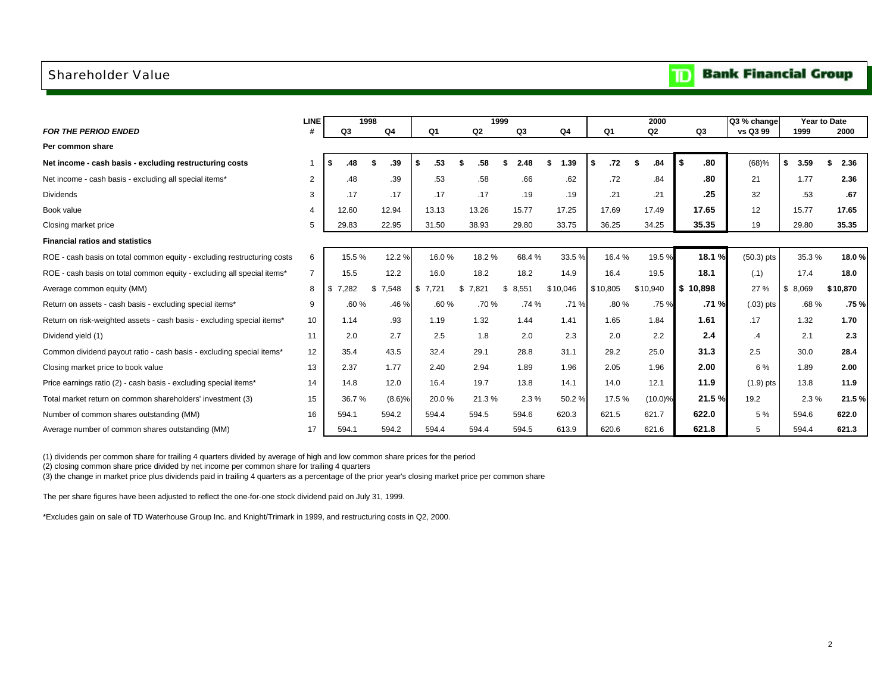# Shareholder Value

**Bank Financial Group**

| *FOR THE PERIOD ENDED* | LINE # | 1998 Q3 | 1998 Q4 | 1999 Q1 | 1999 Q2 | 1999 Q3 | 1999 Q4 | 2000 Q1 | 2000 Q2 | 2000 Q3 | Q3 % change vs Q3 99 | Year to Date 1999 | Year to Date 2000 |
|---|---|---|---|---|---|---|---|---|---|---|---|---|---|
| **Per common share** | | | | | | | | | | | | | |
| **Net income - cash basis - excluding restructuring costs** | 1 | $ .48 | $ .39 | $ .53 | $ .58 | $ 2.48 | $ 1.39 | $ .72 | $ .84 | **$ .80** | (68)% | $ 3.59 | $ 2.36 |
| Net income - cash basis - excluding all special items* | 2 | .48 | .39 | .53 | .58 | .66 | .62 | .72 | .84 | **.80** | 21 | 1.77 | **2.36** |
| Dividends | 3 | .17 | .17 | .17 | .17 | .19 | .19 | .21 | .21 | **.25** | 32 | .53 | **.67** |
| Book value | 4 | 12.60 | 12.94 | 13.13 | 13.26 | 15.77 | 17.25 | 17.69 | 17.49 | **17.65** | 12 | 15.77 | **17.65** |
| Closing market price | 5 | 29.83 | 22.95 | 31.50 | 38.93 | 29.80 | 33.75 | 36.25 | 34.25 | **35.35** | 19 | 29.80 | **35.35** |
| **Financial ratios and statistics** | | | | | | | | | | | | | |
| ROE - cash basis on total common equity - excluding restructuring costs | 6 | 15.5 % | 12.2 % | 16.0 % | 18.2 % | 68.4 % | 33.5 % | 16.4 % | 19.5 % | **18.1 %** | (50.3) pts | 35.3 % | **18.0 %** |
| ROE - cash basis on total common equity - excluding all special items* | 7 | 15.5 | 12.2 | 16.0 | 18.2 | 18.2 | 14.9 | 16.4 | 19.5 | **18.1** | (.1) | 17.4 | **18.0** |
| Average common equity (MM) | 8 | $ 7,282 | $ 7,548 | $ 7,721 | $ 7,821 | $ 8,551 | $10,046 | $10,805 | $10,940 | **$ 10,898** | 27 % | $ 8,069 | **$10,870** |
| Return on assets - cash basis - excluding special items* | 9 | .60 % | .46 % | .60 % | .70 % | .74 % | .71 % | .80 % | .75 % | **.71 %** | (.03) pts | .68 % | **.75 %** |
| Return on risk-weighted assets - cash basis - excluding special items* | 10 | 1.14 | .93 | 1.19 | 1.32 | 1.44 | 1.41 | 1.65 | 1.84 | **1.61** | .17 | 1.32 | **1.70** |
| Dividend yield (1) | 11 | 2.0 | 2.7 | 2.5 | 1.8 | 2.0 | 2.3 | 2.0 | 2.2 | **2.4** | .4 | 2.1 | **2.3** |
| Common dividend payout ratio - cash basis - excluding special items* | 12 | 35.4 | 43.5 | 32.4 | 29.1 | 28.8 | 31.1 | 29.2 | 25.0 | **31.3** | 2.5 | 30.0 | **28.4** |
| Closing market price to book value | 13 | 2.37 | 1.77 | 2.40 | 2.94 | 1.89 | 1.96 | 2.05 | 1.96 | **2.00** | 6 % | 1.89 | **2.00** |
| Price earnings ratio (2) - cash basis - excluding special items* | 14 | 14.8 | 12.0 | 16.4 | 19.7 | 13.8 | 14.1 | 14.0 | 12.1 | **11.9** | (1.9) pts | 13.8 | **11.9** |
| Total market return on common shareholders' investment (3) | 15 | 36.7 % | (8.6)% | 20.0 % | 21.3 % | 2.3 % | 50.2 % | 17.5 % | (10.0)% | **21.5 %** | 19.2 | 2.3 % | **21.5 %** |
| Number of common shares outstanding (MM) | 16 | 594.1 | 594.2 | 594.4 | 594.5 | 594.6 | 620.3 | 621.5 | 621.7 | **622.0** | 5 % | 594.6 | **622.0** |
| Average number of common shares outstanding (MM) | 17 | 594.1 | 594.2 | 594.4 | 594.4 | 594.5 | 613.9 | 620.6 | 621.6 | **621.8** | 5 | 594.4 | **621.3** |

(1) dividends per common share for trailing 4 quarters divided by average of high and low common share prices for the period
(2) closing common share price divided by net income per common share for trailing 4 quarters
(3) the change in market price plus dividends paid in trailing 4 quarters as a percentage of the prior year's closing market price per common share

The per share figures have been adjusted to reflect the one-for-one stock dividend paid on July 31, 1999.

*Excludes gain on sale of TD Waterhouse Group Inc. and Knight/Trimark in 1999, and restructuring costs in Q2, 2000.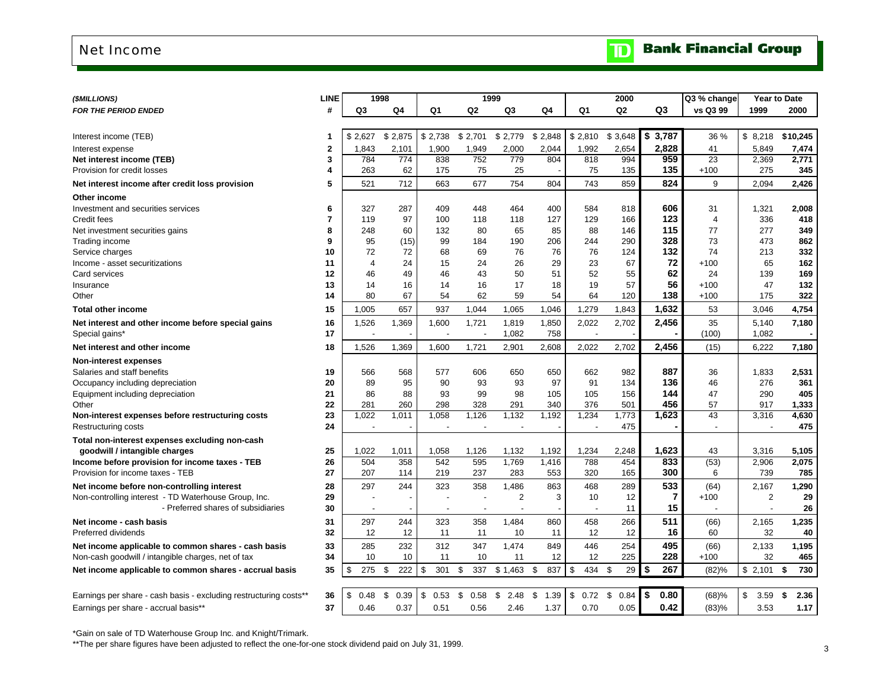# Net Income

**TD Bank Financial Group**

| *($MILLIONS)* | LINE | 1998 | | 1999 | | | | 2000 | | | Q3 % change | Year to Date | |
|---|---|---|---|---|---|---|---|---|---|---|---|---|---|
| ***FOR THE PERIOD ENDED*** | **#** | **Q3** | **Q4** | **Q1** | **Q2** | **Q3** | **Q4** | **Q1** | **Q2** | **Q3** | **vs Q3 99** | **1999** | **2000** |
| Interest income (TEB) | 1 | $ 2,627 | $ 2,875 | $ 2,738 | $ 2,701 | $ 2,779 | $ 2,848 | $ 2,810 | $ 3,648 | **$ 3,787** | 36 % | $ 8,218 | **$10,245** |
| Interest expense | 2 | 1,843 | 2,101 | 1,900 | 1,949 | 2,000 | 2,044 | 1,992 | 2,654 | **2,828** | 41 | 5,849 | **7,474** |
| **Net interest income (TEB)** | 3 | 784 | 774 | 838 | 752 | 779 | 804 | 818 | 994 | **959** | 23 | 2,369 | **2,771** |
| Provision for credit losses | 4 | 263 | 62 | 175 | 75 | 25 | - | 75 | 135 | **135** | +100 | 275 | **345** |
| **Net interest income after credit loss provision** | 5 | 521 | 712 | 663 | 677 | 754 | 804 | 743 | 859 | **824** | 9 | 2,094 | **2,426** |
| **Other income** | | | | | | | | | | | | | |
| Investment and securities services | 6 | 327 | 287 | 409 | 448 | 464 | 400 | 584 | 818 | **606** | 31 | 1,321 | **2,008** |
| Credit fees | 7 | 119 | 97 | 100 | 118 | 118 | 127 | 129 | 166 | **123** | 4 | 336 | **418** |
| Net investment securities gains | 8 | 248 | 60 | 132 | 80 | 65 | 85 | 88 | 146 | **115** | 77 | 277 | **349** |
| Trading income | 9 | 95 | (15) | 99 | 184 | 190 | 206 | 244 | 290 | **328** | 73 | 473 | **862** |
| Service charges | 10 | 72 | 72 | 68 | 69 | 76 | 76 | 76 | 124 | **132** | 74 | 213 | **332** |
| Income - asset securitizations | 11 | 4 | 24 | 15 | 24 | 26 | 29 | 23 | 67 | **72** | +100 | 65 | **162** |
| Card services | 12 | 46 | 49 | 46 | 43 | 50 | 51 | 52 | 55 | **62** | 24 | 139 | **169** |
| Insurance | 13 | 14 | 16 | 14 | 16 | 17 | 18 | 19 | 57 | **56** | +100 | 47 | **132** |
| Other | 14 | 80 | 67 | 54 | 62 | 59 | 54 | 64 | 120 | **138** | +100 | 175 | **322** |
| **Total other income** | 15 | 1,005 | 657 | 937 | 1,044 | 1,065 | 1,046 | 1,279 | 1,843 | **1,632** | 53 | 3,046 | **4,754** |
| **Net interest and other income before special gains** | 16 | 1,526 | 1,369 | 1,600 | 1,721 | 1,819 | 1,850 | 2,022 | 2,702 | **2,456** | 35 | 5,140 | **7,180** |
| Special gains* | 17 | - | - | - | - | 1,082 | 758 | - | - | **-** | (100) | 1,082 | **-** |
| **Net interest and other income** | 18 | 1,526 | 1,369 | 1,600 | 1,721 | 2,901 | 2,608 | 2,022 | 2,702 | **2,456** | (15) | 6,222 | **7,180** |
| **Non-interest expenses** | | | | | | | | | | | | | |
| Salaries and staff benefits | 19 | 566 | 568 | 577 | 606 | 650 | 650 | 662 | 982 | **887** | 36 | 1,833 | **2,531** |
| Occupancy including depreciation | 20 | 89 | 95 | 90 | 93 | 93 | 97 | 91 | 134 | **136** | 46 | 276 | **361** |
| Equipment including depreciation | 21 | 86 | 88 | 93 | 99 | 98 | 105 | 105 | 156 | **144** | 47 | 290 | **405** |
| Other | 22 | 281 | 260 | 298 | 328 | 291 | 340 | 376 | 501 | **456** | 57 | 917 | **1,333** |
| **Non-interest expenses before restructuring costs** | 23 | 1,022 | 1,011 | 1,058 | 1,126 | 1,132 | 1,192 | 1,234 | 1,773 | **1,623** | 43 | 3,316 | **4,630** |
| Restructuring costs | 24 | - | - | - | - | - | - | - | 475 | **-** | - | - | **475** |
| **Total non-interest expenses excluding non-cash goodwill / intangible charges** | 25 | 1,022 | 1,011 | 1,058 | 1,126 | 1,132 | 1,192 | 1,234 | 2,248 | **1,623** | 43 | 3,316 | **5,105** |
| **Income before provision for income taxes - TEB** | 26 | 504 | 358 | 542 | 595 | 1,769 | 1,416 | 788 | 454 | **833** | (53) | 2,906 | **2,075** |
| Provision for income taxes - TEB | 27 | 207 | 114 | 219 | 237 | 283 | 553 | 320 | 165 | **300** | 6 | 739 | **785** |
| **Net income before non-controlling interest** | 28 | 297 | 244 | 323 | 358 | 1,486 | 863 | 468 | 289 | **533** | (64) | 2,167 | **1,290** |
| Non-controlling interest - TD Waterhouse Group, Inc. | 29 | - | - | - | - | 2 | 3 | 10 | 12 | **7** | +100 | 2 | **29** |
| - Preferred shares of subsidiaries | 30 | - | - | - | - | - | - | - | 11 | **15** | - | - | **26** |
| **Net income - cash basis** | 31 | 297 | 244 | 323 | 358 | 1,484 | 860 | 458 | 266 | **511** | (66) | 2,165 | **1,235** |
| Preferred dividends | 32 | 12 | 12 | 11 | 11 | 10 | 11 | 12 | 12 | **16** | 60 | 32 | **40** |
| **Net income applicable to common shares - cash basis** | 33 | 285 | 232 | 312 | 347 | 1,474 | 849 | 446 | 254 | **495** | (66) | 2,133 | **1,195** |
| Non-cash goodwill / intangible charges, net of tax | 34 | 10 | 10 | 11 | 10 | 11 | 12 | 12 | 225 | **228** | +100 | 32 | **465** |
| **Net income applicable to common shares - accrual basis** | 35 | $ 275 | $ 222 | $ 301 | $ 337 | $ 1,463 | $ 837 | $ 434 | $ 29 | **$ 267** | (82)% | $ 2,101 | **$ 730** |
| Earnings per share - cash basis - excluding restructuring costs** | 36 | $ 0.48 | $ 0.39 | $ 0.53 | $ 0.58 | $ 2.48 | $ 1.39 | $ 0.72 | $ 0.84 | **$ 0.80** | (68)% | $ 3.59 | **$ 2.36** |
| Earnings per share - accrual basis** | 37 | 0.46 | 0.37 | 0.51 | 0.56 | 2.46 | 1.37 | 0.70 | 0.05 | **0.42** | (83)% | 3.53 | **1.17** |

*Gain on sale of TD Waterhouse Group Inc. and Knight/Trimark.

**The per share figures have been adjusted to reflect the one-for-one stock dividend paid on July 31, 1999.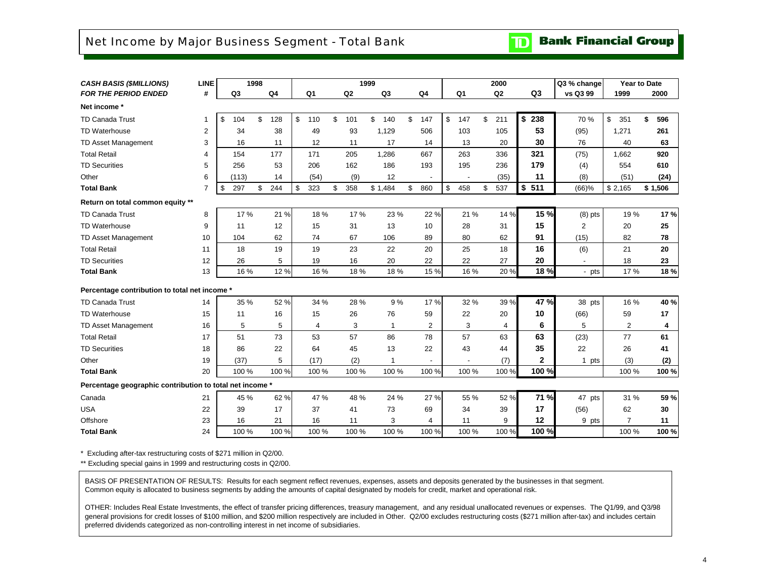# Net Income by Major Business Segment - Total Bank

**TD Bank Financial Group**

| *CASH BASIS ($MILLIONS)* | LINE | 1998 | | 1999 | | | | 2000 | | | Q3 % change | Year to Date | |
|---|---|---|---|---|---|---|---|---|---|---|---|---|---|
| *FOR THE PERIOD ENDED* | # | Q3 | Q4 | Q1 | Q2 | Q3 | Q4 | Q1 | Q2 | Q3 | vs Q3 99 | 1999 | 2000 |
| **Net income \*** | | | | | | | | | | | | | |
| TD Canada Trust | 1 | $ 104 | $ 128 | $ 110 | $ 101 | $ 140 | $ 147 | $ 147 | $ 211 | **$ 238** | 70 % | $ 351 | **$ 596** |
| TD Waterhouse | 2 | 34 | 38 | 49 | 93 | 1,129 | 506 | 103 | 105 | **53** | (95) | 1,271 | **261** |
| TD Asset Management | 3 | 16 | 11 | 12 | 11 | 17 | 14 | 13 | 20 | **30** | 76 | 40 | **63** |
| Total Retail | 4 | 154 | 177 | 171 | 205 | 1,286 | 667 | 263 | 336 | **321** | (75) | 1,662 | **920** |
| TD Securities | 5 | 256 | 53 | 206 | 162 | 186 | 193 | 195 | 236 | **179** | (4) | 554 | **610** |
| Other | 6 | (113) | 14 | (54) | (9) | 12 | - | - | (35) | **11** | (8) | (51) | **(24)** |
| **Total Bank** | 7 | $ 297 | $ 244 | $ 323 | $ 358 | $ 1,484 | $ 860 | $ 458 | $ 537 | **$ 511** | (66)% | $ 2,165 | **$ 1,506** |
| **Return on total common equity \*\*** | | | | | | | | | | | | | |
| TD Canada Trust | 8 | 17 % | 21 % | 18 % | 17 % | 23 % | 22 % | 21 % | 14 % | **15 %** | (8) pts | 19 % | **17 %** |
| TD Waterhouse | 9 | 11 | 12 | 15 | 31 | 13 | 10 | 28 | 31 | **15** | 2 | 20 | **25** |
| TD Asset Management | 10 | 104 | 62 | 74 | 67 | 106 | 89 | 80 | 62 | **91** | (15) | 82 | **78** |
| Total Retail | 11 | 18 | 19 | 19 | 23 | 22 | 20 | 25 | 18 | **16** | (6) | 21 | **20** |
| TD Securities | 12 | 26 | 5 | 19 | 16 | 20 | 22 | 22 | 27 | **20** | - | 18 | **23** |
| **Total Bank** | 13 | 16 % | 12 % | 16 % | 18 % | 18 % | 15 % | 16 % | 20 % | **18 %** | - pts | 17 % | **18 %** |
| **Percentage contribution to total net income \*** | | | | | | | | | | | | | |
| TD Canada Trust | 14 | 35 % | 52 % | 34 % | 28 % | 9 % | 17 % | 32 % | 39 % | **47 %** | 38 pts | 16 % | **40 %** |
| TD Waterhouse | 15 | 11 | 16 | 15 | 26 | 76 | 59 | 22 | 20 | **10** | (66) | 59 | **17** |
| TD Asset Management | 16 | 5 | 5 | 4 | 3 | 1 | 2 | 3 | 4 | **6** | 5 | 2 | **4** |
| Total Retail | 17 | 51 | 73 | 53 | 57 | 86 | 78 | 57 | 63 | **63** | (23) | 77 | **61** |
| TD Securities | 18 | 86 | 22 | 64 | 45 | 13 | 22 | 43 | 44 | **35** | 22 | 26 | **41** |
| Other | 19 | (37) | 5 | (17) | (2) | 1 | - | - | (7) | **2** | 1 pts | (3) | **(2)** |
| **Total Bank** | 20 | 100 % | 100 % | 100 % | 100 % | 100 % | 100 % | 100 % | 100 % | **100 %** | | 100 % | **100 %** |
| **Percentage geographic contribution to total net income \*** | | | | | | | | | | | | | |
| Canada | 21 | 45 % | 62 % | 47 % | 48 % | 24 % | 27 % | 55 % | 52 % | **71 %** | 47 pts | 31 % | **59 %** |
| USA | 22 | 39 | 17 | 37 | 41 | 73 | 69 | 34 | 39 | **17** | (56) | 62 | **30** |
| Offshore | 23 | 16 | 21 | 16 | 11 | 3 | 4 | 11 | 9 | **12** | 9 pts | 7 | **11** |
| **Total Bank** | 24 | 100 % | 100 % | 100 % | 100 % | 100 % | 100 % | 100 % | 100 % | **100 %** | | 100 % | **100 %** |

\* Excluding after-tax restructuring costs of $271 million in Q2/00.

\*\* Excluding special gains in 1999 and restructuring costs in Q2/00.

BASIS OF PRESENTATION OF RESULTS: Results for each segment reflect revenues, expenses, assets and deposits generated by the businesses in that segment. Common equity is allocated to business segments by adding the amounts of capital designated by models for credit, market and operational risk.

OTHER: Includes Real Estate Investments, the effect of transfer pricing differences, treasury management, and any residual unallocated revenues or expenses. The Q1/99, and Q3/98 general provisions for credit losses of $100 million, and $200 million respectively are included in Other. Q2/00 excludes restructuring costs ($271 million after-tax) and includes certain preferred dividends categorized as non-controlling interest in net income of subsidiaries.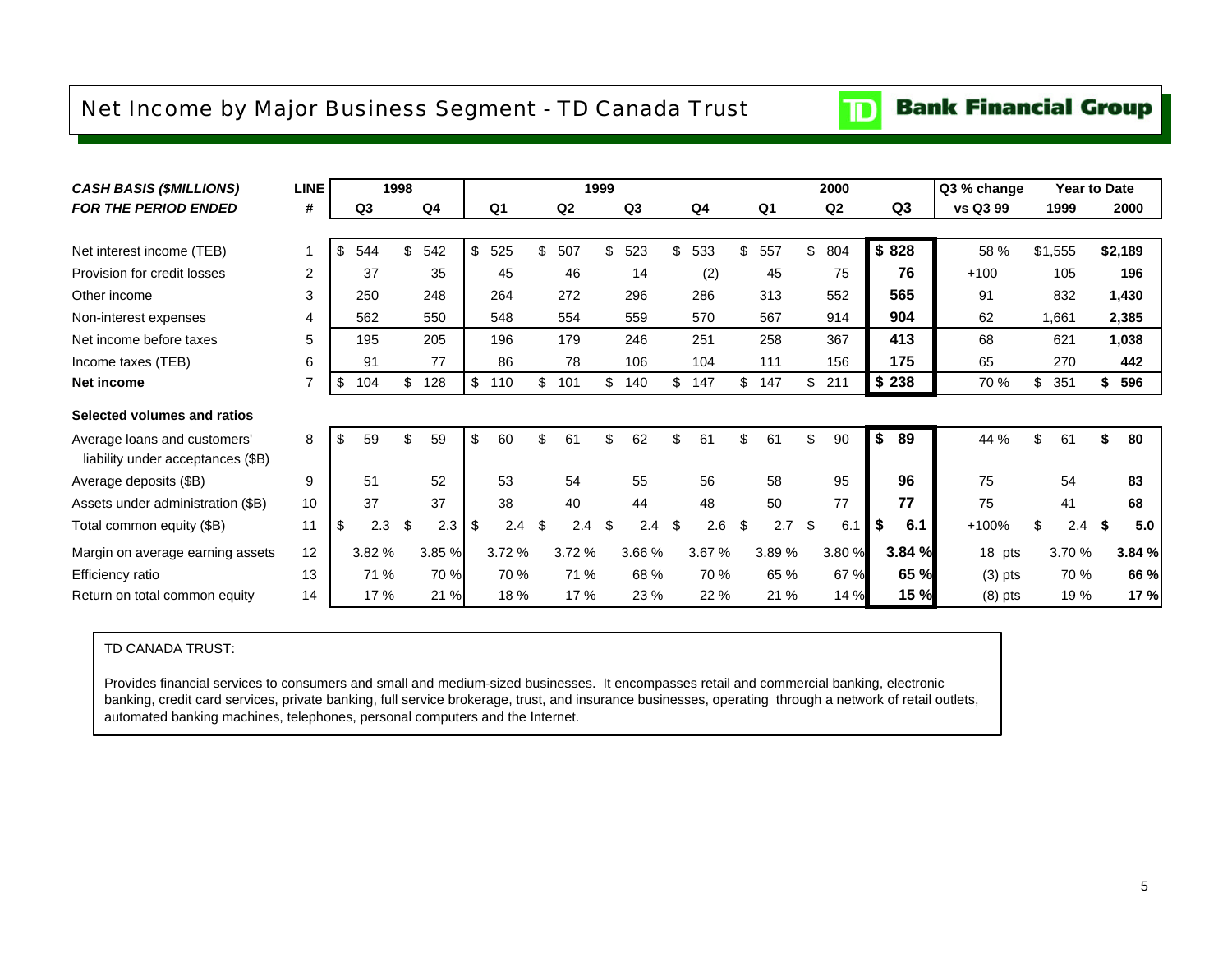# Net Income by Major Business Segment - TD Canada Trust

**TD Bank Financial Group**

| *CASH BASIS ($MILLIONS)* | LINE | 1998 | | 1999 | | | | 2000 | | | Q3 % change | Year to Date | |
|---|---|---|---|---|---|---|---|---|---|---|---|---|---|
| *FOR THE PERIOD ENDED* | # | Q3 | Q4 | Q1 | Q2 | Q3 | Q4 | Q1 | Q2 | Q3 | vs Q3 99 | 1999 | 2000 |
| Net interest income (TEB) | 1 | $ 544 | $ 542 | $ 525 | $ 507 | $ 523 | $ 533 | $ 557 | $ 804 | **$ 828** | 58 % | $1,555 | **$2,189** |
| Provision for credit losses | 2 | 37 | 35 | 45 | 46 | 14 | (2) | 45 | 75 | **76** | +100 | 105 | **196** |
| Other income | 3 | 250 | 248 | 264 | 272 | 296 | 286 | 313 | 552 | **565** | 91 | 832 | **1,430** |
| Non-interest expenses | 4 | 562 | 550 | 548 | 554 | 559 | 570 | 567 | 914 | **904** | 62 | 1,661 | **2,385** |
| Net income before taxes | 5 | 195 | 205 | 196 | 179 | 246 | 251 | 258 | 367 | **413** | 68 | 621 | **1,038** |
| Income taxes (TEB) | 6 | 91 | 77 | 86 | 78 | 106 | 104 | 111 | 156 | **175** | 65 | 270 | **442** |
| **Net income** | 7 | $ 104 | $ 128 | $ 110 | $ 101 | $ 140 | $ 147 | $ 147 | $ 211 | **$ 238** | 70 % | $ 351 | **$ 596** |
| **Selected volumes and ratios** | | | | | | | | | | | | | |
| Average loans and customers' liability under acceptances ($B) | 8 | $ 59 | $ 59 | $ 60 | $ 61 | $ 62 | $ 61 | $ 61 | $ 90 | **$ 89** | 44 % | $ 61 | **$ 80** |
| Average deposits ($B) | 9 | 51 | 52 | 53 | 54 | 55 | 56 | 58 | 95 | **96** | 75 | 54 | **83** |
| Assets under administration ($B) | 10 | 37 | 37 | 38 | 40 | 44 | 48 | 50 | 77 | **77** | 75 | 41 | **68** |
| Total common equity ($B) | 11 | $ 2.3 | $ 2.3 | $ 2.4 | $ 2.4 | $ 2.4 | $ 2.6 | $ 2.7 | $ 6.1 | **$ 6.1** | +100% | $ 2.4 | **$ 5.0** |
| Margin on average earning assets | 12 | 3.82 % | 3.85 % | 3.72 % | 3.72 % | 3.66 % | 3.67 % | 3.89 % | 3.80 % | **3.84 %** | 18 pts | 3.70 % | **3.84 %** |
| Efficiency ratio | 13 | 71 % | 70 % | 70 % | 71 % | 68 % | 70 % | 65 % | 67 % | **65 %** | (3) pts | 70 % | **66 %** |
| Return on total common equity | 14 | 17 % | 21 % | 18 % | 17 % | 23 % | 22 % | 21 % | 14 % | **15 %** | (8) pts | 19 % | **17 %** |

TD CANADA TRUST:

Provides financial services to consumers and small and medium-sized businesses. It encompasses retail and commercial banking, electronic banking, credit card services, private banking, full service brokerage, trust, and insurance businesses, operating through a network of retail outlets, automated banking machines, telephones, personal computers and the Internet.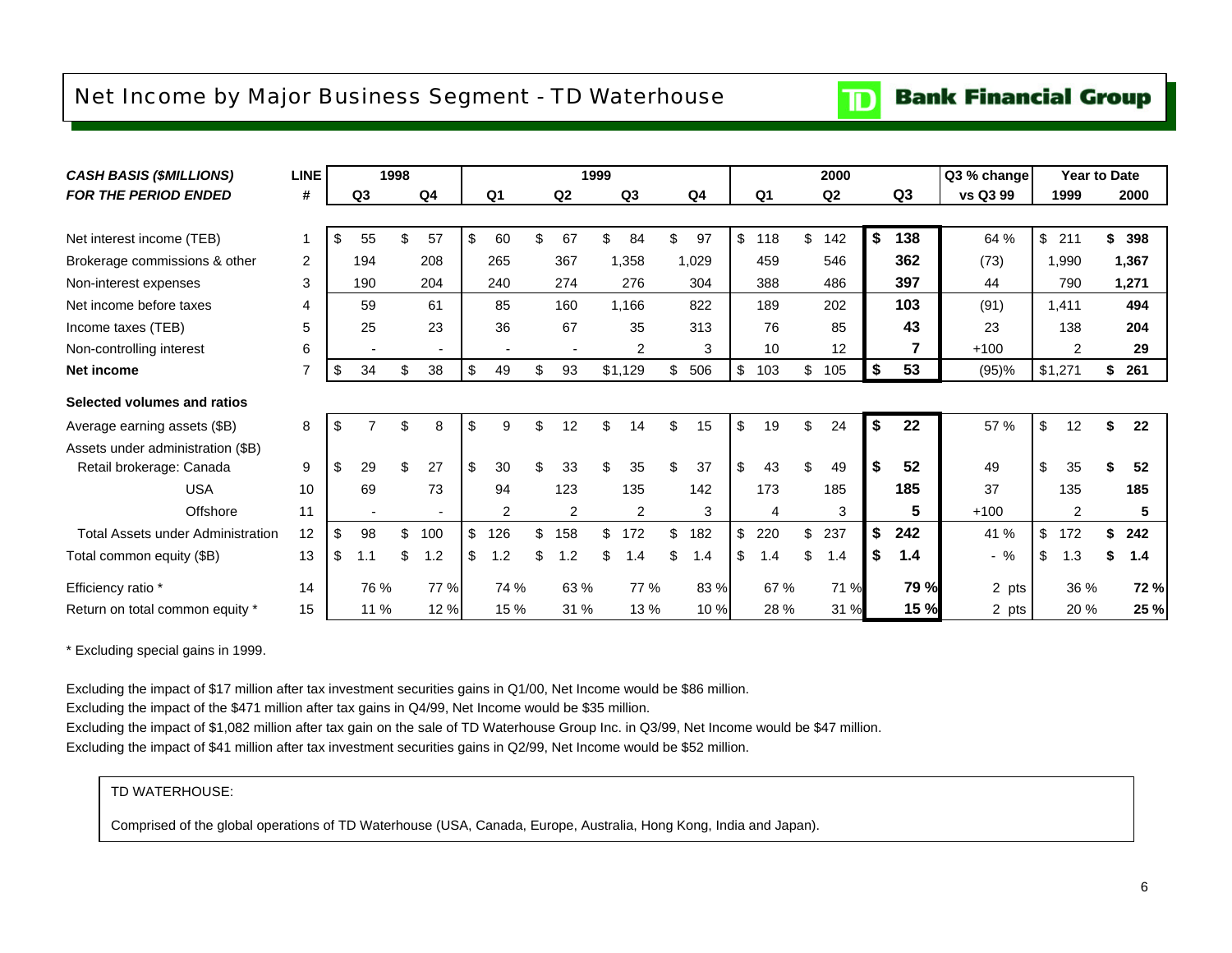# Net Income by Major Business Segment - TD Waterhouse

**Bank Financial Group**

| *CASH BASIS ($MILLIONS)* | LINE | 1998 | | 1999 | | | | 2000 | | | Q3 % change | Year to Date | |
|---|---|---|---|---|---|---|---|---|---|---|---|---|---|
| *FOR THE PERIOD ENDED* | # | Q3 | Q4 | Q1 | Q2 | Q3 | Q4 | Q1 | Q2 | Q3 | vs Q3 99 | 1999 | 2000 |
| Net interest income (TEB) | 1 | $ 55 | $ 57 | $ 60 | $ 67 | $ 84 | $ 97 | $ 118 | $ 142 | **$ 138** | 64 % | $ 211 | **$ 398** |
| Brokerage commissions & other | 2 | 194 | 208 | 265 | 367 | 1,358 | 1,029 | 459 | 546 | **362** | (73) | 1,990 | **1,367** |
| Non-interest expenses | 3 | 190 | 204 | 240 | 274 | 276 | 304 | 388 | 486 | **397** | 44 | 790 | **1,271** |
| Net income before taxes | 4 | 59 | 61 | 85 | 160 | 1,166 | 822 | 189 | 202 | **103** | (91) | 1,411 | **494** |
| Income taxes (TEB) | 5 | 25 | 23 | 36 | 67 | 35 | 313 | 76 | 85 | **43** | 23 | 138 | **204** |
| Non-controlling interest | 6 | - | - | - | - | 2 | 3 | 10 | 12 | **7** | +100 | 2 | **29** |
| **Net income** | 7 | $ 34 | $ 38 | $ 49 | $ 93 | $1,129 | $ 506 | $ 103 | $ 105 | **$ 53** | (95)% | $1,271 | **$ 261** |
| **Selected volumes and ratios** | | | | | | | | | | | | | |
| Average earning assets ($B) | 8 | $ 7 | $ 8 | $ 9 | $ 12 | $ 14 | $ 15 | $ 19 | $ 24 | **$ 22** | 57 % | $ 12 | **$ 22** |
| Assets under administration ($B) | | | | | | | | | | | | | |
| Retail brokerage: Canada | 9 | $ 29 | $ 27 | $ 30 | $ 33 | $ 35 | $ 37 | $ 43 | $ 49 | **$ 52** | 49 | $ 35 | **$ 52** |
| USA | 10 | 69 | 73 | 94 | 123 | 135 | 142 | 173 | 185 | **185** | 37 | 135 | **185** |
| Offshore | 11 | - | - | 2 | 2 | 2 | 3 | 4 | 3 | **5** | +100 | 2 | **5** |
| Total Assets under Administration | 12 | $ 98 | $ 100 | $ 126 | $ 158 | $ 172 | $ 182 | $ 220 | $ 237 | **$ 242** | 41 % | $ 172 | **$ 242** |
| Total common equity ($B) | 13 | $ 1.1 | $ 1.2 | $ 1.2 | $ 1.2 | $ 1.4 | $ 1.4 | $ 1.4 | $ 1.4 | **$ 1.4** | - % | $ 1.3 | **$ 1.4** |
| Efficiency ratio * | 14 | 76 % | 77 % | 74 % | 63 % | 77 % | 83 % | 67 % | 71 % | **79 %** | 2 pts | 36 % | **72 %** |
| Return on total common equity * | 15 | 11 % | 12 % | 15 % | 31 % | 13 % | 10 % | 28 % | 31 % | **15 %** | 2 pts | 20 % | **25 %** |

* Excluding special gains in 1999.

Excluding the impact of $17 million after tax investment securities gains in Q1/00, Net Income would be $86 million.
Excluding the impact of the $471 million after tax gains in Q4/99, Net Income would be $35 million.
Excluding the impact of $1,082 million after tax gain on the sale of TD Waterhouse Group Inc. in Q3/99, Net Income would be $47 million.
Excluding the impact of $41 million after tax investment securities gains in Q2/99, Net Income would be $52 million.

TD WATERHOUSE:

Comprised of the global operations of TD Waterhouse (USA, Canada, Europe, Australia, Hong Kong, India and Japan).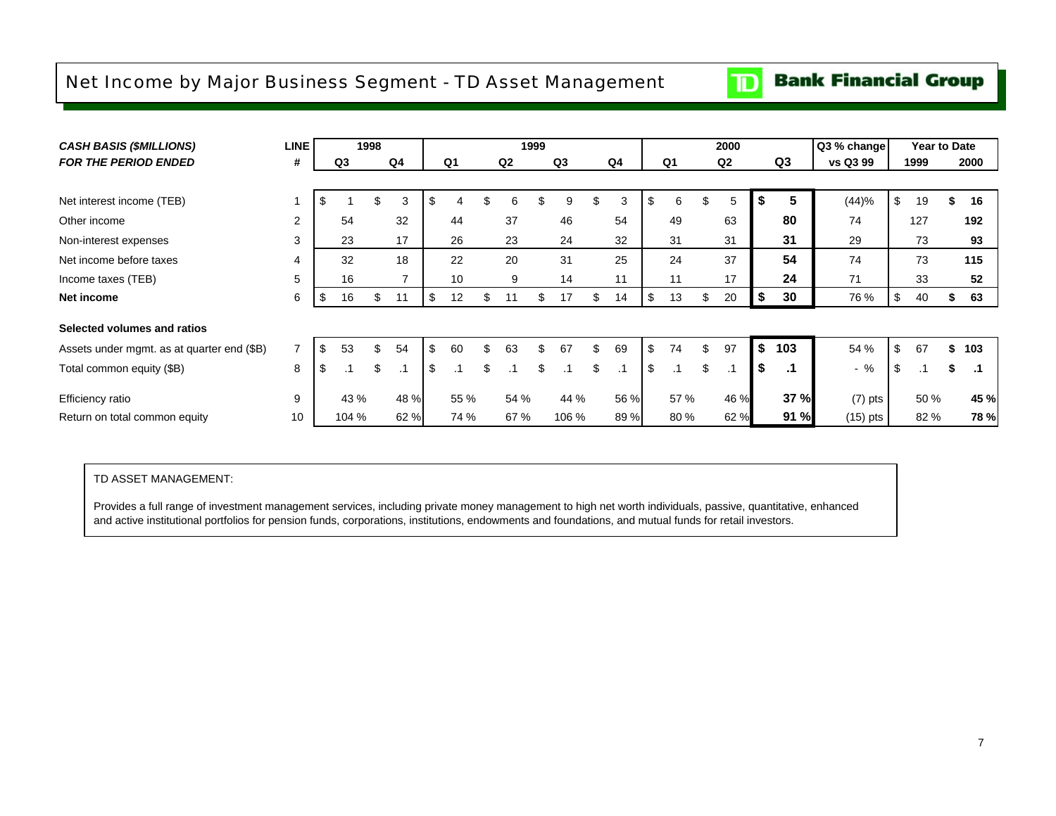# Net Income by Major Business Segment - TD Asset Management

TD Bank Financial Group

| *CASH BASIS ($MILLIONS)* | LINE | 1998 | | 1999 | | | | 2000 | | | Q3 % change | Year to Date | |
|---|---|---|---|---|---|---|---|---|---|---|---|---|---|
| *FOR THE PERIOD ENDED* | # | Q3 | Q4 | Q1 | Q2 | Q3 | Q4 | Q1 | Q2 | Q3 | vs Q3 99 | 1999 | 2000 |
| Net interest income (TEB) | 1 | $ 1 | $ 3 | $ 4 | $ 6 | $ 9 | $ 3 | $ 6 | $ 5 | **$ 5** | (44)% | $ 19 | **$ 16** |
| Other income | 2 | 54 | 32 | 44 | 37 | 46 | 54 | 49 | 63 | **80** | 74 | 127 | **192** |
| Non-interest expenses | 3 | 23 | 17 | 26 | 23 | 24 | 32 | 31 | 31 | **31** | 29 | 73 | **93** |
| Net income before taxes | 4 | 32 | 18 | 22 | 20 | 31 | 25 | 24 | 37 | **54** | 74 | 73 | **115** |
| Income taxes (TEB) | 5 | 16 | 7 | 10 | 9 | 14 | 11 | 11 | 17 | **24** | 71 | 33 | **52** |
| **Net income** | 6 | $ 16 | $ 11 | $ 12 | $ 11 | $ 17 | $ 14 | $ 13 | $ 20 | **$ 30** | 76 % | $ 40 | **$ 63** |
| **Selected volumes and ratios** | | | | | | | | | | | | | |
| Assets under mgmt. as at quarter end ($B) | 7 | $ 53 | $ 54 | $ 60 | $ 63 | $ 67 | $ 69 | $ 74 | $ 97 | **$ 103** | 54 % | $ 67 | **$ 103** |
| Total common equity ($B) | 8 | $ .1 | $ .1 | $ .1 | $ .1 | $ .1 | $ .1 | $ .1 | $ .1 | **$ .1** | - % | $ .1 | **$ .1** |
| Efficiency ratio | 9 | 43 % | 48 % | 55 % | 54 % | 44 % | 56 % | 57 % | 46 % | **37 %** | (7) pts | 50 % | **45 %** |
| Return on total common equity | 10 | 104 % | 62 % | 74 % | 67 % | 106 % | 89 % | 80 % | 62 % | **91 %** | (15) pts | 82 % | **78 %** |

TD ASSET MANAGEMENT:

Provides a full range of investment management services, including private money management to high net worth individuals, passive, quantitative, enhanced and active institutional portfolios for pension funds, corporations, institutions, endowments and foundations, and mutual funds for retail investors.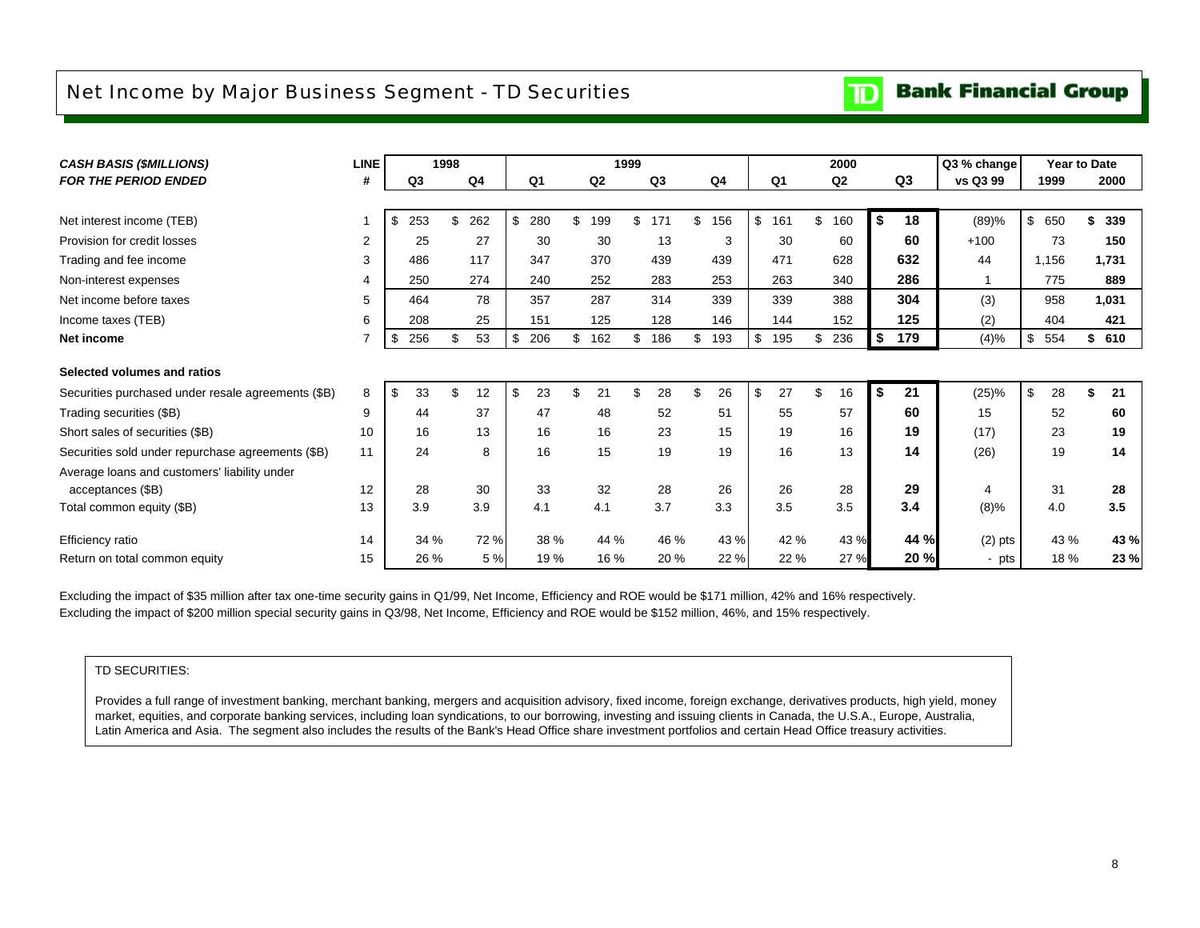# Net Income by Major Business Segment - TD Securities

**TD Bank Financial Group**

| *CASH BASIS ($MILLIONS)* *FOR THE PERIOD ENDED* | LINE # | 1998 Q3 | 1998 Q4 | 1999 Q1 | 1999 Q2 | 1999 Q3 | 1999 Q4 | 2000 Q1 | 2000 Q2 | 2000 Q3 | Q3 % change vs Q3 99 | Year to Date 1999 | Year to Date 2000 |
|---|---|---|---|---|---|---|---|---|---|---|---|---|---|
| Net interest income (TEB) | 1 | $ 253 | $ 262 | $ 280 | $ 199 | $ 171 | $ 156 | $ 161 | $ 160 | **$ 18** | (89)% | $ 650 | **$ 339** |
| Provision for credit losses | 2 | 25 | 27 | 30 | 30 | 13 | 3 | 30 | 60 | **60** | +100 | 73 | **150** |
| Trading and fee income | 3 | 486 | 117 | 347 | 370 | 439 | 439 | 471 | 628 | **632** | 44 | 1,156 | **1,731** |
| Non-interest expenses | 4 | 250 | 274 | 240 | 252 | 283 | 253 | 263 | 340 | **286** | 1 | 775 | **889** |
| Net income before taxes | 5 | 464 | 78 | 357 | 287 | 314 | 339 | 339 | 388 | **304** | (3) | 958 | **1,031** |
| Income taxes (TEB) | 6 | 208 | 25 | 151 | 125 | 128 | 146 | 144 | 152 | **125** | (2) | 404 | **421** |
| **Net income** | 7 | $ 256 | $ 53 | $ 206 | $ 162 | $ 186 | $ 193 | $ 195 | $ 236 | **$ 179** | (4)% | $ 554 | **$ 610** |
| **Selected volumes and ratios** | | | | | | | | | | | | | |
| Securities purchased under resale agreements ($B) | 8 | $ 33 | $ 12 | $ 23 | $ 21 | $ 28 | $ 26 | $ 27 | $ 16 | **$ 21** | (25)% | $ 28 | **$ 21** |
| Trading securities ($B) | 9 | 44 | 37 | 47 | 48 | 52 | 51 | 55 | 57 | **60** | 15 | 52 | **60** |
| Short sales of securities ($B) | 10 | 16 | 13 | 16 | 16 | 23 | 15 | 19 | 16 | **19** | (17) | 23 | **19** |
| Securities sold under repurchase agreements ($B) | 11 | 24 | 8 | 16 | 15 | 19 | 19 | 16 | 13 | **14** | (26) | 19 | **14** |
| Average loans and customers' liability under acceptances ($B) | 12 | 28 | 30 | 33 | 32 | 28 | 26 | 26 | 28 | **29** | 4 | 31 | **28** |
| Total common equity ($B) | 13 | 3.9 | 3.9 | 4.1 | 4.1 | 3.7 | 3.3 | 3.5 | 3.5 | **3.4** | (8)% | 4.0 | **3.5** |
| Efficiency ratio | 14 | 34 % | 72 % | 38 % | 44 % | 46 % | 43 % | 42 % | 43 % | **44 %** | (2) pts | 43 % | **43 %** |
| Return on total common equity | 15 | 26 % | 5 % | 19 % | 16 % | 20 % | 22 % | 22 % | 27 % | **20 %** | - pts | 18 % | **23 %** |

Excluding the impact of $35 million after tax one-time security gains in Q1/99, Net Income, Efficiency and ROE would be $171 million, 42% and 16% respectively.
Excluding the impact of $200 million special security gains in Q3/98, Net Income, Efficiency and ROE would be $152 million, 46%, and 15% respectively.

TD SECURITIES:

Provides a full range of investment banking, merchant banking, mergers and acquisition advisory, fixed income, foreign exchange, derivatives products, high yield, money market, equities, and corporate banking services, including loan syndications, to our borrowing, investing and issuing clients in Canada, the U.S.A., Europe, Australia, Latin America and Asia. The segment also includes the results of the Bank's Head Office share investment portfolios and certain Head Office treasury activities.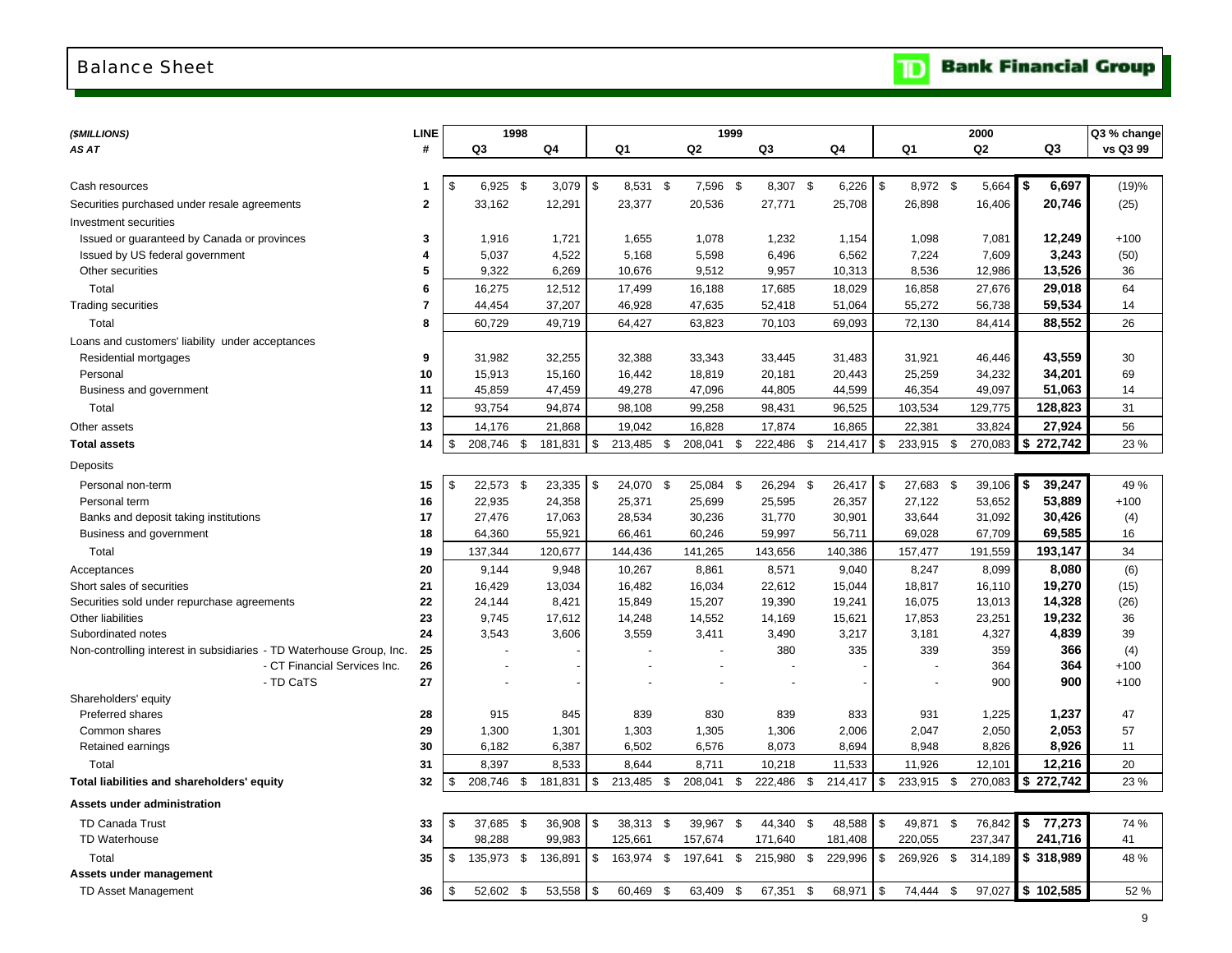# Balance Sheet

**TD Bank Financial Group**

| *($MILLIONS)* | LINE | 1998 | | 1999 | | | | 2000 | | | Q3 % change |
|---|---|---|---|---|---|---|---|---|---|---|---|
| *AS AT* | # | Q3 | Q4 | Q1 | Q2 | Q3 | Q4 | Q1 | Q2 | Q3 | vs Q3 99 |
| Cash resources | 1 | $ 6,925 | $ 3,079 | $ 8,531 | $ 7,596 | $ 8,307 | $ 6,226 | $ 8,972 | $ 5,664 | **$ 6,697** | (19)% |
| Securities purchased under resale agreements | 2 | 33,162 | 12,291 | 23,377 | 20,536 | 27,771 | 25,708 | 26,898 | 16,406 | **20,746** | (25) |
| Investment securities | | | | | | | | | | | |
| Issued or guaranteed by Canada or provinces | 3 | 1,916 | 1,721 | 1,655 | 1,078 | 1,232 | 1,154 | 1,098 | 7,081 | **12,249** | +100 |
| Issued by US federal government | 4 | 5,037 | 4,522 | 5,168 | 5,598 | 6,496 | 6,562 | 7,224 | 7,609 | **3,243** | (50) |
| Other securities | 5 | 9,322 | 6,269 | 10,676 | 9,512 | 9,957 | 10,313 | 8,536 | 12,986 | **13,526** | 36 |
| Total | 6 | 16,275 | 12,512 | 17,499 | 16,188 | 17,685 | 18,029 | 16,858 | 27,676 | **29,018** | 64 |
| Trading securities | 7 | 44,454 | 37,207 | 46,928 | 47,635 | 52,418 | 51,064 | 55,272 | 56,738 | **59,534** | 14 |
| Total | 8 | 60,729 | 49,719 | 64,427 | 63,823 | 70,103 | 69,093 | 72,130 | 84,414 | **88,552** | 26 |
| Loans and customers' liability under acceptances | | | | | | | | | | | |
| Residential mortgages | 9 | 31,982 | 32,255 | 32,388 | 33,343 | 33,445 | 31,483 | 31,921 | 46,446 | **43,559** | 30 |
| Personal | 10 | 15,913 | 15,160 | 16,442 | 18,819 | 20,181 | 20,443 | 25,259 | 34,232 | **34,201** | 69 |
| Business and government | 11 | 45,859 | 47,459 | 49,278 | 47,096 | 44,805 | 44,599 | 46,354 | 49,097 | **51,063** | 14 |
| Total | 12 | 93,754 | 94,874 | 98,108 | 99,258 | 98,431 | 96,525 | 103,534 | 129,775 | **128,823** | 31 |
| Other assets | 13 | 14,176 | 21,868 | 19,042 | 16,828 | 17,874 | 16,865 | 22,381 | 33,824 | **27,924** | 56 |
| **Total assets** | 14 | $ 208,746 | $ 181,831 | $ 213,485 | $ 208,041 | $ 222,486 | $ 214,417 | $ 233,915 | $ 270,083 | **$ 272,742** | 23 % |
| Deposits | | | | | | | | | | | |
| Personal non-term | 15 | $ 22,573 | $ 23,335 | $ 24,070 | $ 25,084 | $ 26,294 | $ 26,417 | $ 27,683 | $ 39,106 | **$ 39,247** | 49 % |
| Personal term | 16 | 22,935 | 24,358 | 25,371 | 25,699 | 25,595 | 26,357 | 27,122 | 53,652 | **53,889** | +100 |
| Banks and deposit taking institutions | 17 | 27,476 | 17,063 | 28,534 | 30,236 | 31,770 | 30,901 | 33,644 | 31,092 | **30,426** | (4) |
| Business and government | 18 | 64,360 | 55,921 | 66,461 | 60,246 | 59,997 | 56,711 | 69,028 | 67,709 | **69,585** | 16 |
| Total | 19 | 137,344 | 120,677 | 144,436 | 141,265 | 143,656 | 140,386 | 157,477 | 191,559 | **193,147** | 34 |
| Acceptances | 20 | 9,144 | 9,948 | 10,267 | 8,861 | 8,571 | 9,040 | 8,247 | 8,099 | **8,080** | (6) |
| Short sales of securities | 21 | 16,429 | 13,034 | 16,482 | 16,034 | 22,612 | 15,044 | 18,817 | 16,110 | **19,270** | (15) |
| Securities sold under repurchase agreements | 22 | 24,144 | 8,421 | 15,849 | 15,207 | 19,390 | 19,241 | 16,075 | 13,013 | **14,328** | (26) |
| Other liabilities | 23 | 9,745 | 17,612 | 14,248 | 14,552 | 14,169 | 15,621 | 17,853 | 23,251 | **19,232** | 36 |
| Subordinated notes | 24 | 3,543 | 3,606 | 3,559 | 3,411 | 3,490 | 3,217 | 3,181 | 4,327 | **4,839** | 39 |
| Non-controlling interest in subsidiaries - TD Waterhouse Group, Inc. | 25 | - | - | - | - | 380 | 335 | 339 | 359 | **366** | (4) |
| - CT Financial Services Inc. | 26 | - | - | - | - | - | - | - | 364 | **364** | +100 |
| - TD CaTS | 27 | - | - | - | - | - | - | - | 900 | **900** | +100 |
| Shareholders' equity | | | | | | | | | | | |
| Preferred shares | 28 | 915 | 845 | 839 | 830 | 839 | 833 | 931 | 1,225 | **1,237** | 47 |
| Common shares | 29 | 1,300 | 1,301 | 1,303 | 1,305 | 1,306 | 2,006 | 2,047 | 2,050 | **2,053** | 57 |
| Retained earnings | 30 | 6,182 | 6,387 | 6,502 | 6,576 | 8,073 | 8,694 | 8,948 | 8,826 | **8,926** | 11 |
| Total | 31 | 8,397 | 8,533 | 8,644 | 8,711 | 10,218 | 11,533 | 11,926 | 12,101 | **12,216** | 20 |
| **Total liabilities and shareholders' equity** | 32 | $ 208,746 | $ 181,831 | $ 213,485 | $ 208,041 | $ 222,486 | $ 214,417 | $ 233,915 | $ 270,083 | **$ 272,742** | 23 % |
| **Assets under administration** | | | | | | | | | | | |
| TD Canada Trust | 33 | $ 37,685 | $ 36,908 | $ 38,313 | $ 39,967 | $ 44,340 | $ 48,588 | $ 49,871 | $ 76,842 | **$ 77,273** | 74 % |
| TD Waterhouse | 34 | 98,288 | 99,983 | 125,661 | 157,674 | 171,640 | 181,408 | 220,055 | 237,347 | **241,716** | 41 |
| Total | 35 | $ 135,973 | $ 136,891 | $ 163,974 | $ 197,641 | $ 215,980 | $ 229,996 | $ 269,926 | $ 314,189 | **$ 318,989** | 48 % |
| **Assets under management** | | | | | | | | | | | |
| TD Asset Management | 36 | $ 52,602 | $ 53,558 | $ 60,469 | $ 63,409 | $ 67,351 | $ 68,971 | $ 74,444 | $ 97,027 | **$ 102,585** | 52 % |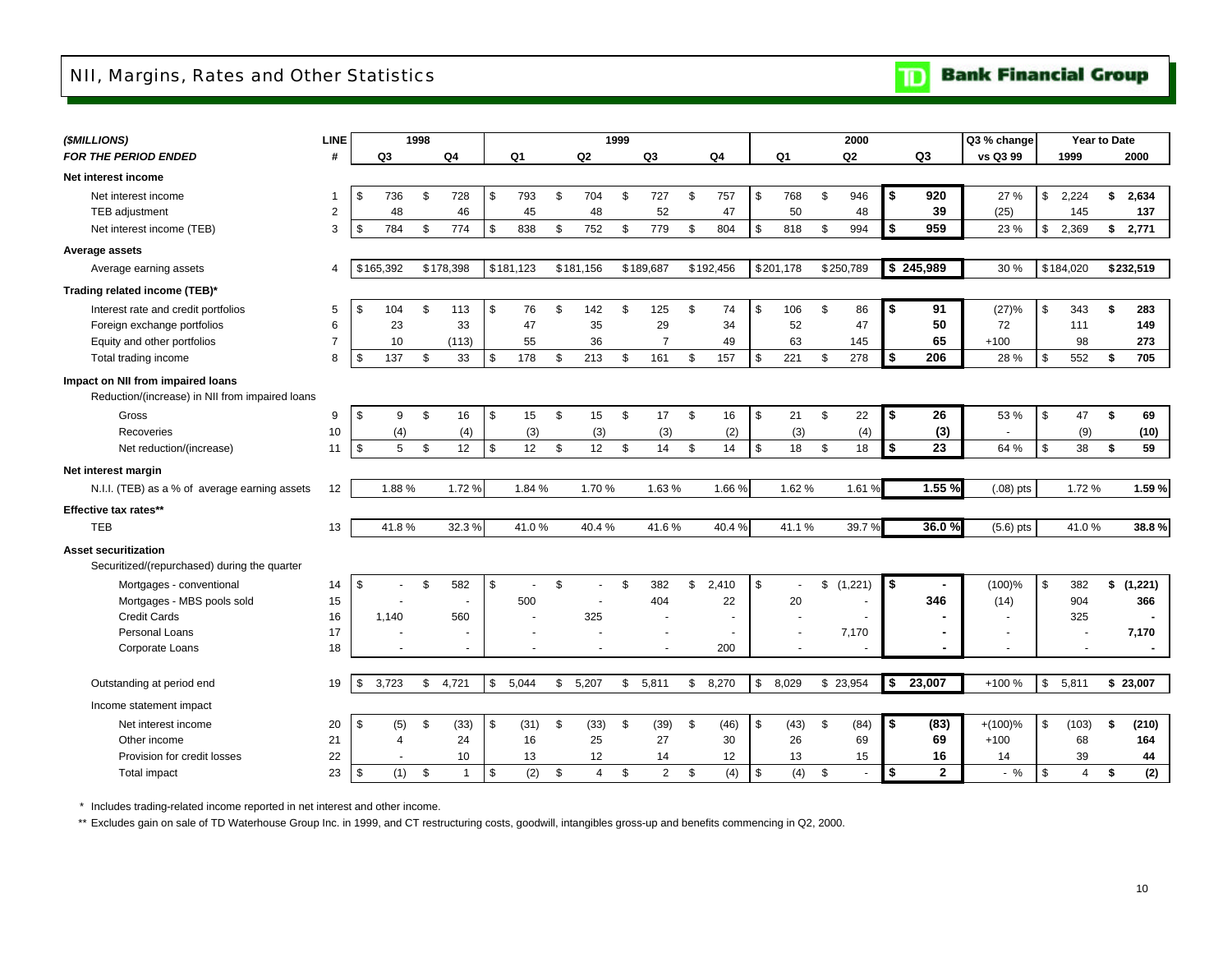# NII, Margins, Rates and Other Statistics

**TD Bank Financial Group**

| *($MILLIONS)* | LINE | 1998 | | 1999 | | | | 2000 | | | Q3 % change | Year to Date | |
|---|---|---|---|---|---|---|---|---|---|---|---|---|---|
| ***FOR THE PERIOD ENDED*** | **#** | **Q3** | **Q4** | **Q1** | **Q2** | **Q3** | **Q4** | **Q1** | **Q2** | **Q3** | **vs Q3 99** | **1999** | **2000** |
| **Net interest income** | | | | | | | | | | | | | |
| Net interest income | 1 | $ 736 | $ 728 | $ 793 | $ 704 | $ 727 | $ 757 | $ 768 | $ 946 | **$ 920** | 27 % | $ 2,224 | **$ 2,634** |
| TEB adjustment | 2 | 48 | 46 | 45 | 48 | 52 | 47 | 50 | 48 | **39** | (25) | 145 | **137** |
| Net interest income (TEB) | 3 | $ 784 | $ 774 | $ 838 | $ 752 | $ 779 | $ 804 | $ 818 | $ 994 | **$ 959** | 23 % | $ 2,369 | **$ 2,771** |
| **Average assets** | | | | | | | | | | | | | |
| Average earning assets | 4 | $165,392 | $178,398 | $181,123 | $181,156 | $189,687 | $192,456 | $201,178 | $250,789 | **$ 245,989** | 30 % | $184,020 | **$232,519** |
| **Trading related income (TEB)*** | | | | | | | | | | | | | |
| Interest rate and credit portfolios | 5 | $ 104 | $ 113 | $ 76 | $ 142 | $ 125 | $ 74 | $ 106 | $ 86 | **$ 91** | (27)% | $ 343 | **$ 283** |
| Foreign exchange portfolios | 6 | 23 | 33 | 47 | 35 | 29 | 34 | 52 | 47 | **50** | 72 | 111 | **149** |
| Equity and other portfolios | 7 | 10 | (113) | 55 | 36 | 7 | 49 | 63 | 145 | **65** | +100 | 98 | **273** |
| Total trading income | 8 | $ 137 | $ 33 | $ 178 | $ 213 | $ 161 | $ 157 | $ 221 | $ 278 | **$ 206** | 28 % | $ 552 | **$ 705** |
| **Impact on NII from impaired loans** | | | | | | | | | | | | | |
| Reduction/(increase) in NII from impaired loans | | | | | | | | | | | | | |
| Gross | 9 | $ 9 | $ 16 | $ 15 | $ 15 | $ 17 | $ 16 | $ 21 | $ 22 | **$ 26** | 53 % | $ 47 | **$ 69** |
| Recoveries | 10 | (4) | (4) | (3) | (3) | (3) | (2) | (3) | (4) | **(3)** | - | (9) | **(10)** |
| Net reduction/(increase) | 11 | $ 5 | $ 12 | $ 12 | $ 12 | $ 14 | $ 14 | $ 18 | $ 18 | **$ 23** | 64 % | $ 38 | **$ 59** |
| **Net interest margin** | | | | | | | | | | | | | |
| N.I.I. (TEB) as a % of average earning assets | 12 | 1.88 % | 1.72 % | 1.84 % | 1.70 % | 1.63 % | 1.66 % | 1.62 % | 1.61 % | **1.55 %** | (.08) pts | 1.72 % | **1.59 %** |
| **Effective tax rates**** | | | | | | | | | | | | | |
| TEB | 13 | 41.8 % | 32.3 % | 41.0 % | 40.4 % | 41.6 % | 40.4 % | 41.1 % | 39.7 % | **36.0 %** | (5.6) pts | 41.0 % | **38.8 %** |
| **Asset securitization** | | | | | | | | | | | | | |
| Securitized/(repurchased) during the quarter | | | | | | | | | | | | | |
| Mortgages - conventional | 14 | $ - | $ 582 | $ - | $ - | $ 382 | $ 2,410 | $ - | $ (1,221) | **$ -** | (100)% | $ 382 | **$ (1,221)** |
| Mortgages - MBS pools sold | 15 | - | - | 500 | - | 404 | 22 | 20 | - | **346** | (14) | 904 | **366** |
| Credit Cards | 16 | 1,140 | 560 | - | 325 | - | - | - | - | **-** | - | 325 | **-** |
| Personal Loans | 17 | - | - | - | - | - | - | - | 7,170 | **-** | - | - | **7,170** |
| Corporate Loans | 18 | - | - | - | - | - | 200 | - | - | **-** | - | - | **-** |
| Outstanding at period end | 19 | $ 3,723 | $ 4,721 | $ 5,044 | $ 5,207 | $ 5,811 | $ 8,270 | $ 8,029 | $ 23,954 | **$ 23,007** | +100 % | $ 5,811 | **$ 23,007** |
| Income statement impact | | | | | | | | | | | | | |
| Net interest income | 20 | $ (5) | $ (33) | $ (31) | $ (33) | $ (39) | $ (46) | $ (43) | $ (84) | **$ (83)** | +(100)% | $ (103) | **$ (210)** |
| Other income | 21 | 4 | 24 | 16 | 25 | 27 | 30 | 26 | 69 | **69** | +100 | 68 | **164** |
| Provision for credit losses | 22 | - | 10 | 13 | 12 | 14 | 12 | 13 | 15 | **16** | 14 | 39 | **44** |
| Total impact | 23 | $ (1) | $ 1 | $ (2) | $ 4 | $ 2 | $ (4) | $ (4) | $ - | **$ 2** | - % | $ 4 | **$ (2)** |

\* Includes trading-related income reported in net interest and other income.

\*\* Excludes gain on sale of TD Waterhouse Group Inc. in 1999, and CT restructuring costs, goodwill, intangibles gross-up and benefits commencing in Q2, 2000.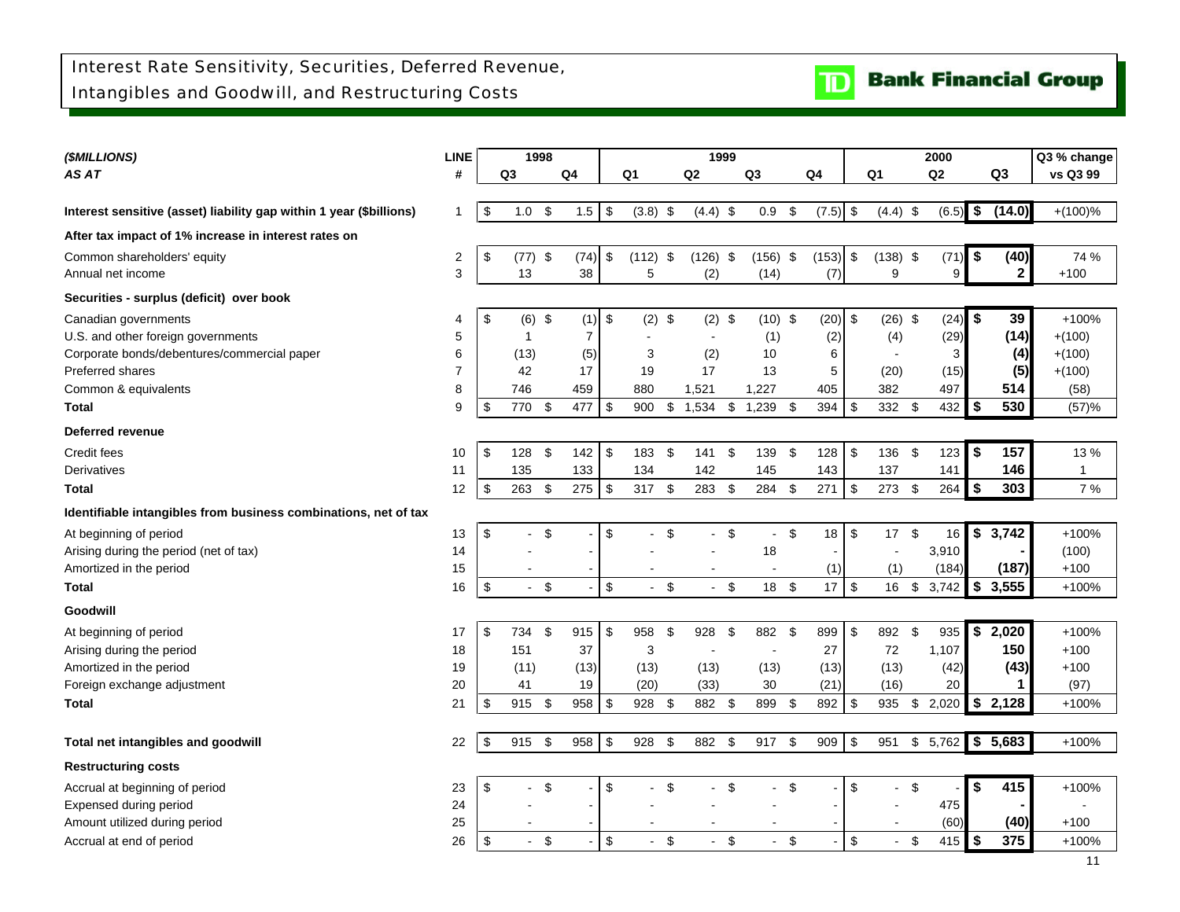# Interest Rate Sensitivity, Securities, Deferred Revenue, Intangibles and Goodwill, and Restructuring Costs

**TD Bank Financial Group**

| *($MILLIONS)* *AS AT* | LINE # | 1998 Q3 | 1998 Q4 | 1999 Q1 | 1999 Q2 | 1999 Q3 | 1999 Q4 | 2000 Q1 | 2000 Q2 | 2000 Q3 | Q3 % change vs Q3 99 |
|---|---|---|---|---|---|---|---|---|---|---|---|
| **Interest sensitive (asset) liability gap within 1 year ($billions)** | 1 | $ 1.0 | $ 1.5 | $ (3.8) | $ (4.4) | $ 0.9 | $ (7.5) | $ (4.4) | $ (6.5) | **$ (14.0)** | +(100)% |
| **After tax impact of 1% increase in interest rates on** | | | | | | | | | | | |
| Common shareholders' equity | 2 | $ (77) | $ (74) | $ (112) | $ (126) | $ (156) | $ (153) | $ (138) | $ (71) | **$ (40)** | 74 % |
| Annual net income | 3 | 13 | 38 | 5 | (2) | (14) | (7) | 9 | 9 | **2** | +100 |
| **Securities - surplus (deficit) over book** | | | | | | | | | | | |
| Canadian governments | 4 | $ (6) | $ (1) | $ (2) | $ (2) | $ (10) | $ (20) | $ (26) | $ (24) | **$ 39** | +100% |
| U.S. and other foreign governments | 5 | 1 | 7 | - | - | (1) | (2) | (4) | (29) | **(14)** | +(100) |
| Corporate bonds/debentures/commercial paper | 6 | (13) | (5) | 3 | (2) | 10 | 6 | - | 3 | **(4)** | +(100) |
| Preferred shares | 7 | 42 | 17 | 19 | 17 | 13 | 5 | (20) | (15) | **(5)** | +(100) |
| Common & equivalents | 8 | 746 | 459 | 880 | 1,521 | 1,227 | 405 | 382 | 497 | **514** | (58) |
| **Total** | 9 | $ 770 | $ 477 | $ 900 | $ 1,534 | $ 1,239 | $ 394 | $ 332 | $ 432 | **$ 530** | (57)% |
| **Deferred revenue** | | | | | | | | | | | |
| Credit fees | 10 | $ 128 | $ 142 | $ 183 | $ 141 | $ 139 | $ 128 | $ 136 | $ 123 | **$ 157** | 13 % |
| Derivatives | 11 | 135 | 133 | 134 | 142 | 145 | 143 | 137 | 141 | **146** | 1 |
| **Total** | 12 | $ 263 | $ 275 | $ 317 | $ 283 | $ 284 | $ 271 | $ 273 | $ 264 | **$ 303** | 7 % |
| **Identifiable intangibles from business combinations, net of tax** | | | | | | | | | | | |
| At beginning of period | 13 | $ - | $ - | $ - | $ - | $ - | $ 18 | $ 17 | $ 16 | **$ 3,742** | +100% |
| Arising during the period (net of tax) | 14 | - | - | - | - | 18 | - | - | 3,910 | **-** | (100) |
| Amortized in the period | 15 | - | - | - | - | - | (1) | (1) | (184) | **(187)** | +100 |
| **Total** | 16 | $ - | $ - | $ - | $ - | $ 18 | $ 17 | $ 16 | $ 3,742 | **$ 3,555** | +100% |
| **Goodwill** | | | | | | | | | | | |
| At beginning of period | 17 | $ 734 | $ 915 | $ 958 | $ 928 | $ 882 | $ 899 | $ 892 | $ 935 | **$ 2,020** | +100% |
| Arising during the period | 18 | 151 | 37 | 3 | - | - | 27 | 72 | 1,107 | **150** | +100 |
| Amortized in the period | 19 | (11) | (13) | (13) | (13) | (13) | (13) | (13) | (42) | **(43)** | +100 |
| Foreign exchange adjustment | 20 | 41 | 19 | (20) | (33) | 30 | (21) | (16) | 20 | **1** | (97) |
| **Total** | 21 | $ 915 | $ 958 | $ 928 | $ 882 | $ 899 | $ 892 | $ 935 | $ 2,020 | **$ 2,128** | +100% |
| **Total net intangibles and goodwill** | 22 | $ 915 | $ 958 | $ 928 | $ 882 | $ 917 | $ 909 | $ 951 | $ 5,762 | **$ 5,683** | +100% |
| **Restructuring costs** | | | | | | | | | | | |
| Accrual at beginning of period | 23 | $ - | $ - | $ - | $ - | $ - | $ - | $ - | $ - | **$ 415** | +100% |
| Expensed during period | 24 | - | - | - | - | - | - | - | 475 | **-** | - |
| Amount utilized during period | 25 | - | - | - | - | - | - | - | (60) | **(40)** | +100 |
| Accrual at end of period | 26 | $ - | $ - | $ - | $ - | $ - | $ - | $ - | $ 415 | **$ 375** | +100% |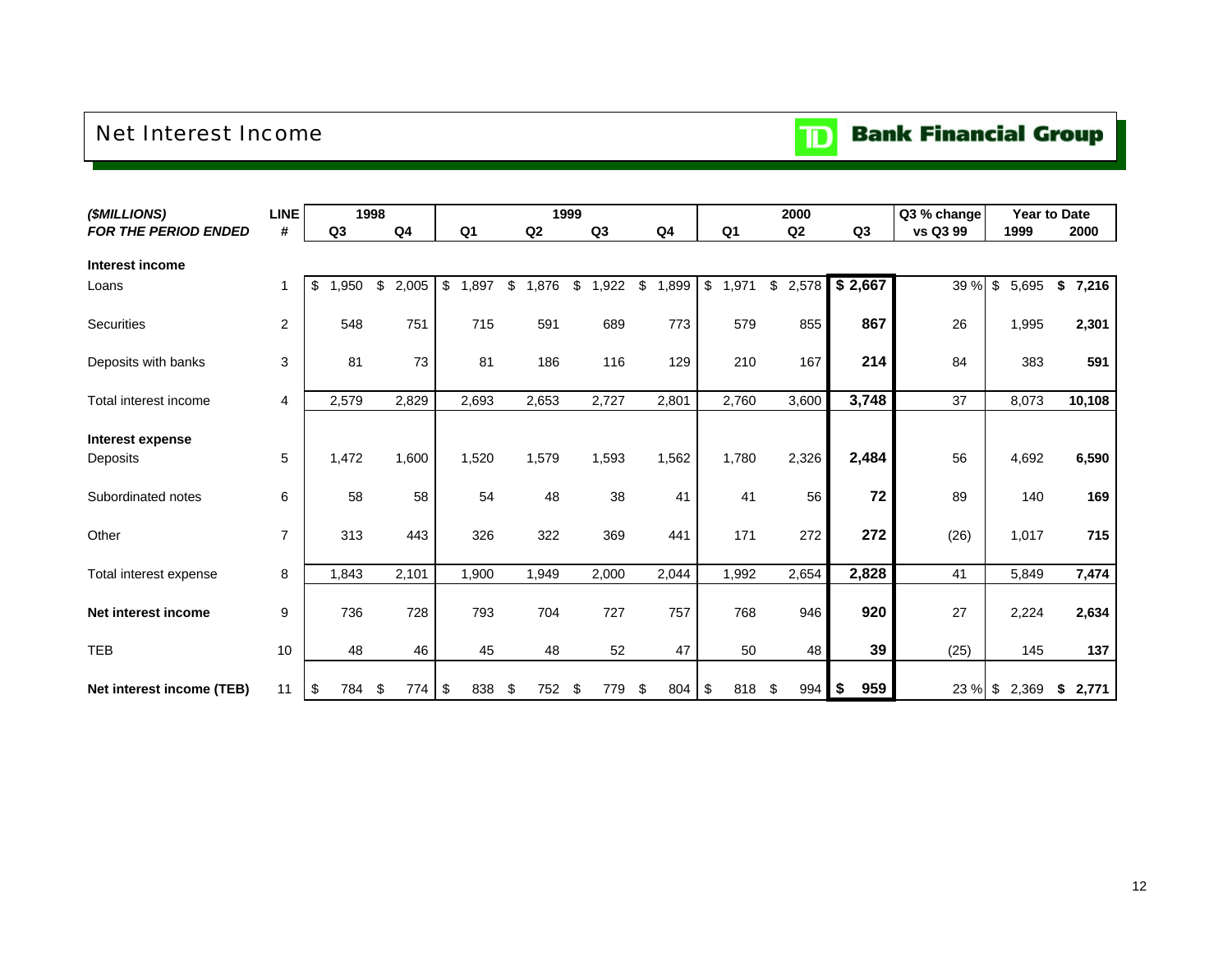# Net Interest Income

**TD Bank Financial Group**

| *($MILLIONS)* | **LINE** | **1998** | | **1999** | | | | **2000** | | | **Q3 % change** | **Year to Date** | |
|---|---|---|---|---|---|---|---|---|---|---|---|---|---|
| ***FOR THE PERIOD ENDED*** | **#** | **Q3** | **Q4** | **Q1** | **Q2** | **Q3** | **Q4** | **Q1** | **Q2** | **Q3** | **vs Q3 99** | **1999** | **2000** |
| **Interest income** | | | | | | | | | | | | | |
| Loans | 1 | $ 1,950 | $ 2,005 | $ 1,897 | $ 1,876 | $ 1,922 | $ 1,899 | $ 1,971 | $ 2,578 | **$ 2,667** | 39 % | $ 5,695 | **$ 7,216** |
| Securities | 2 | 548 | 751 | 715 | 591 | 689 | 773 | 579 | 855 | **867** | 26 | 1,995 | **2,301** |
| Deposits with banks | 3 | 81 | 73 | 81 | 186 | 116 | 129 | 210 | 167 | **214** | 84 | 383 | **591** |
| Total interest income | 4 | 2,579 | 2,829 | 2,693 | 2,653 | 2,727 | 2,801 | 2,760 | 3,600 | **3,748** | 37 | 8,073 | **10,108** |
| **Interest expense** | | | | | | | | | | | | | |
| Deposits | 5 | 1,472 | 1,600 | 1,520 | 1,579 | 1,593 | 1,562 | 1,780 | 2,326 | **2,484** | 56 | 4,692 | **6,590** |
| Subordinated notes | 6 | 58 | 58 | 54 | 48 | 38 | 41 | 41 | 56 | **72** | 89 | 140 | **169** |
| Other | 7 | 313 | 443 | 326 | 322 | 369 | 441 | 171 | 272 | **272** | (26) | 1,017 | **715** |
| Total interest expense | 8 | 1,843 | 2,101 | 1,900 | 1,949 | 2,000 | 2,044 | 1,992 | 2,654 | **2,828** | 41 | 5,849 | **7,474** |
| **Net interest income** | 9 | 736 | 728 | 793 | 704 | 727 | 757 | 768 | 946 | **920** | 27 | 2,224 | **2,634** |
| TEB | 10 | 48 | 46 | 45 | 48 | 52 | 47 | 50 | 48 | **39** | (25) | 145 | **137** |
| **Net interest income (TEB)** | 11 | $ 784 | $ 774 | $ 838 | $ 752 | $ 779 | $ 804 | $ 818 | $ 994 | **$ 959** | 23 % | $ 2,369 | **$ 2,771** |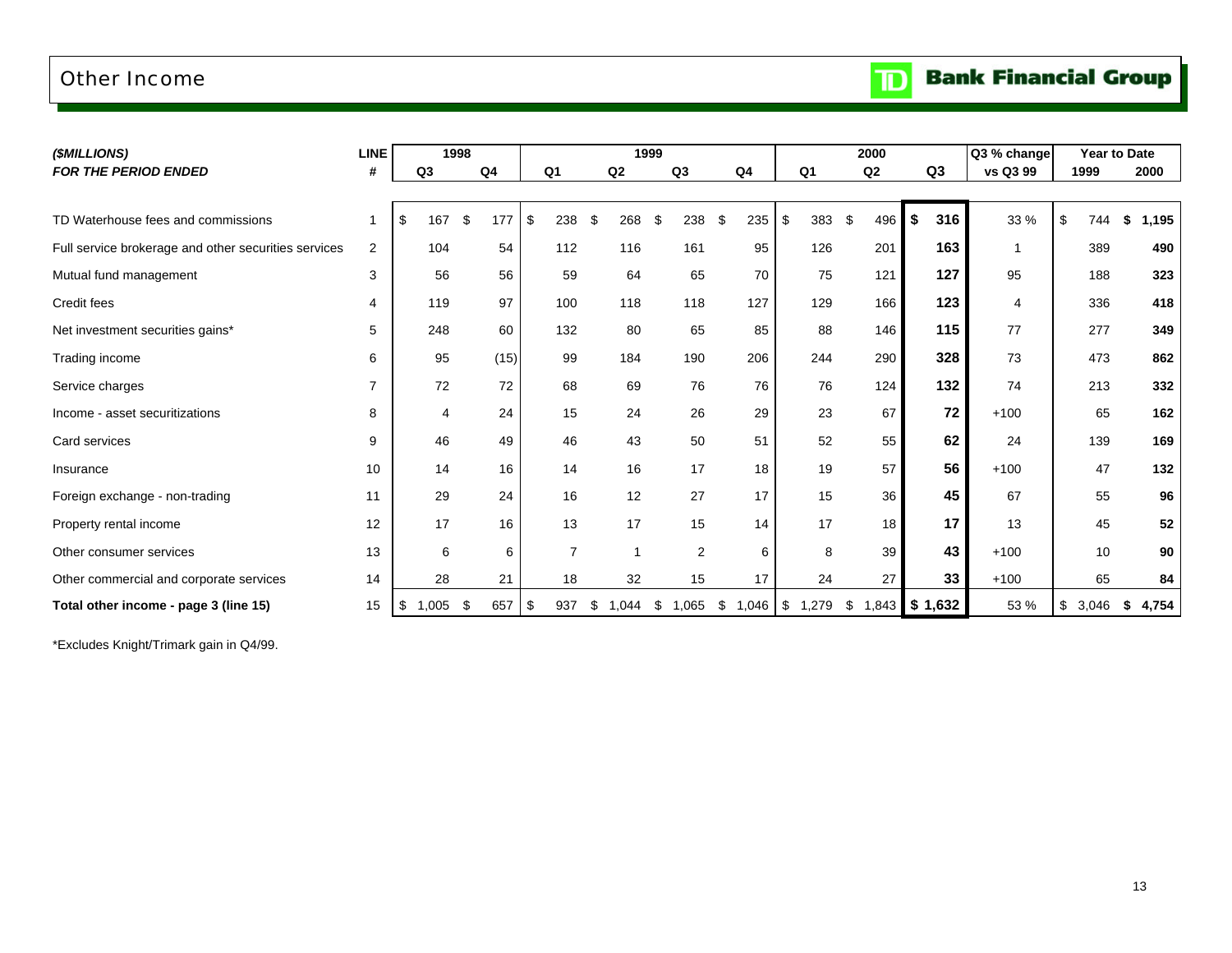# Other Income

TD Bank Financial Group

| ($MILLIONS) FOR THE PERIOD ENDED | LINE # | 1998 Q3 | 1998 Q4 | 1999 Q1 | 1999 Q2 | 1999 Q3 | 1999 Q4 | 2000 Q1 | 2000 Q2 | 2000 Q3 | Q3 % change vs Q3 99 | Year to Date 1999 | Year to Date 2000 |
|---|---|---|---|---|---|---|---|---|---|---|---|---|---|
| TD Waterhouse fees and commissions | 1 | $ 167 | $ 177 | $ 238 | $ 268 | $ 238 | $ 235 | $ 383 | $ 496 | **$ 316** | 33 % | $ 744 | **$ 1,195** |
| Full service brokerage and other securities services | 2 | 104 | 54 | 112 | 116 | 161 | 95 | 126 | 201 | **163** | 1 | 389 | **490** |
| Mutual fund management | 3 | 56 | 56 | 59 | 64 | 65 | 70 | 75 | 121 | **127** | 95 | 188 | **323** |
| Credit fees | 4 | 119 | 97 | 100 | 118 | 118 | 127 | 129 | 166 | **123** | 4 | 336 | **418** |
| Net investment securities gains* | 5 | 248 | 60 | 132 | 80 | 65 | 85 | 88 | 146 | **115** | 77 | 277 | **349** |
| Trading income | 6 | 95 | (15) | 99 | 184 | 190 | 206 | 244 | 290 | **328** | 73 | 473 | **862** |
| Service charges | 7 | 72 | 72 | 68 | 69 | 76 | 76 | 76 | 124 | **132** | 74 | 213 | **332** |
| Income - asset securitizations | 8 | 4 | 24 | 15 | 24 | 26 | 29 | 23 | 67 | **72** | +100 | 65 | **162** |
| Card services | 9 | 46 | 49 | 46 | 43 | 50 | 51 | 52 | 55 | **62** | 24 | 139 | **169** |
| Insurance | 10 | 14 | 16 | 14 | 16 | 17 | 18 | 19 | 57 | **56** | +100 | 47 | **132** |
| Foreign exchange - non-trading | 11 | 29 | 24 | 16 | 12 | 27 | 17 | 15 | 36 | **45** | 67 | 55 | **96** |
| Property rental income | 12 | 17 | 16 | 13 | 17 | 15 | 14 | 17 | 18 | **17** | 13 | 45 | **52** |
| Other consumer services | 13 | 6 | 6 | 7 | 1 | 2 | 6 | 8 | 39 | **43** | +100 | 10 | **90** |
| Other commercial and corporate services | 14 | 28 | 21 | 18 | 32 | 15 | 17 | 24 | 27 | **33** | +100 | 65 | **84** |
| **Total other income - page 3 (line 15)** | 15 | $ 1,005 | $ 657 | $ 937 | $ 1,044 | $ 1,065 | $ 1,046 | $ 1,279 | $ 1,843 | **$ 1,632** | 53 % | $ 3,046 | **$ 4,754** |

*Excludes Knight/Trimark gain in Q4/99.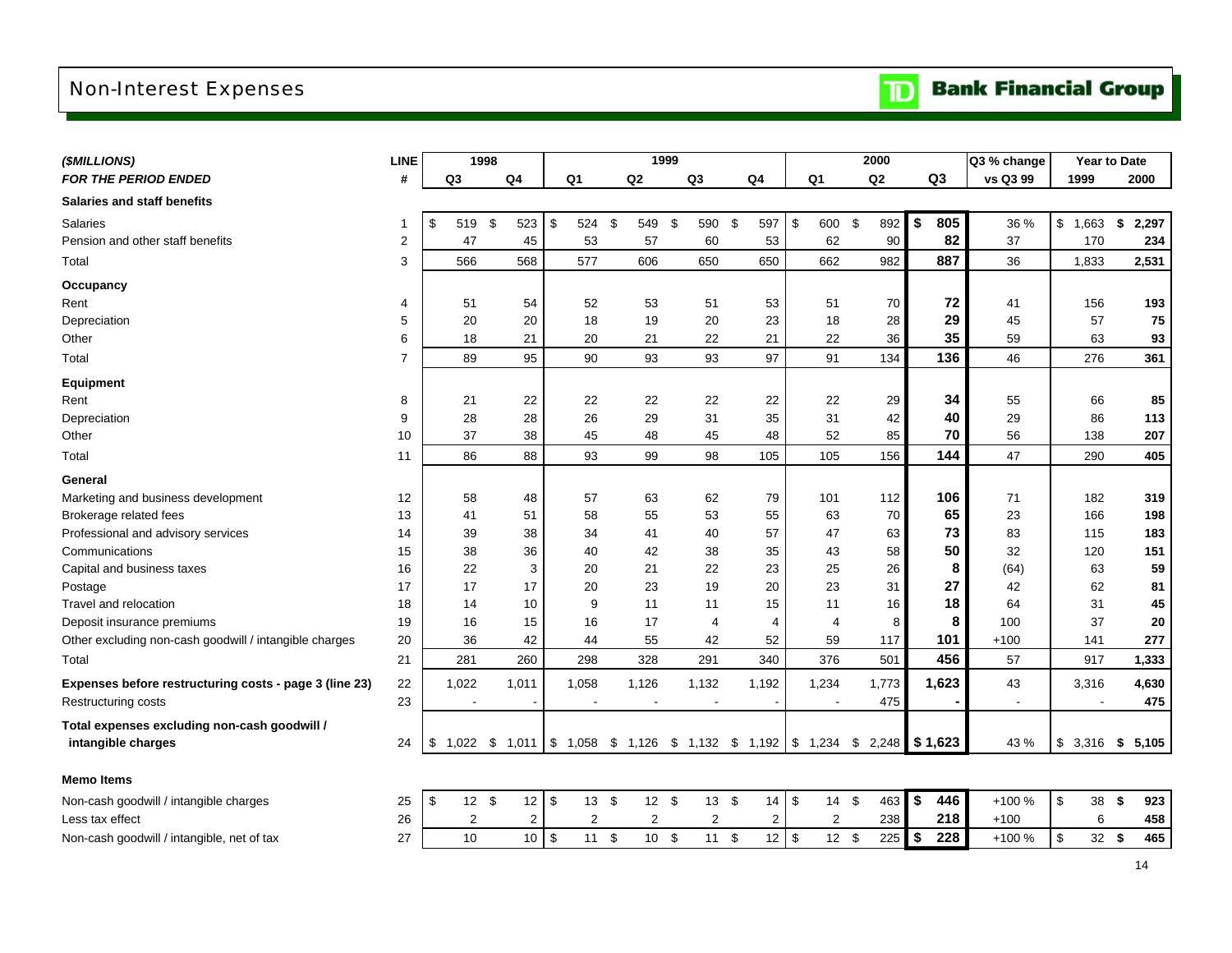# Non-Interest Expenses

TD Bank Financial Group

| ($MILLIONS) | LINE | 1998 | | 1999 | | | | 2000 | | | Q3 % change | Year to Date | |
|---|---|---|---|---|---|---|---|---|---|---|---|---|---|
| FOR THE PERIOD ENDED | # | Q3 | Q4 | Q1 | Q2 | Q3 | Q4 | Q1 | Q2 | Q3 | vs Q3 99 | 1999 | 2000 |
| **Salaries and staff benefits** | | | | | | | | | | | | | |
| Salaries | 1 | $ 519 | $ 523 | $ 524 | $ 549 | $ 590 | $ 597 | $ 600 | $ 892 | **$ 805** | 36 % | $ 1,663 | **$ 2,297** |
| Pension and other staff benefits | 2 | 47 | 45 | 53 | 57 | 60 | 53 | 62 | 90 | **82** | 37 | 170 | **234** |
| Total | 3 | 566 | 568 | 577 | 606 | 650 | 650 | 662 | 982 | **887** | 36 | 1,833 | **2,531** |
| **Occupancy** | | | | | | | | | | | | | |
| Rent | 4 | 51 | 54 | 52 | 53 | 51 | 53 | 51 | 70 | **72** | 41 | 156 | **193** |
| Depreciation | 5 | 20 | 20 | 18 | 19 | 20 | 23 | 18 | 28 | **29** | 45 | 57 | **75** |
| Other | 6 | 18 | 21 | 20 | 21 | 22 | 21 | 22 | 36 | **35** | 59 | 63 | **93** |
| Total | 7 | 89 | 95 | 90 | 93 | 93 | 97 | 91 | 134 | **136** | 46 | 276 | **361** |
| **Equipment** | | | | | | | | | | | | | |
| Rent | 8 | 21 | 22 | 22 | 22 | 22 | 22 | 22 | 29 | **34** | 55 | 66 | **85** |
| Depreciation | 9 | 28 | 28 | 26 | 29 | 31 | 35 | 31 | 42 | **40** | 29 | 86 | **113** |
| Other | 10 | 37 | 38 | 45 | 48 | 45 | 48 | 52 | 85 | **70** | 56 | 138 | **207** |
| Total | 11 | 86 | 88 | 93 | 99 | 98 | 105 | 105 | 156 | **144** | 47 | 290 | **405** |
| **General** | | | | | | | | | | | | | |
| Marketing and business development | 12 | 58 | 48 | 57 | 63 | 62 | 79 | 101 | 112 | **106** | 71 | 182 | **319** |
| Brokerage related fees | 13 | 41 | 51 | 58 | 55 | 53 | 55 | 63 | 70 | **65** | 23 | 166 | **198** |
| Professional and advisory services | 14 | 39 | 38 | 34 | 41 | 40 | 57 | 47 | 63 | **73** | 83 | 115 | **183** |
| Communications | 15 | 38 | 36 | 40 | 42 | 38 | 35 | 43 | 58 | **50** | 32 | 120 | **151** |
| Capital and business taxes | 16 | 22 | 3 | 20 | 21 | 22 | 23 | 25 | 26 | **8** | (64) | 63 | **59** |
| Postage | 17 | 17 | 17 | 20 | 23 | 19 | 20 | 23 | 31 | **27** | 42 | 62 | **81** |
| Travel and relocation | 18 | 14 | 10 | 9 | 11 | 11 | 15 | 11 | 16 | **18** | 64 | 31 | **45** |
| Deposit insurance premiums | 19 | 16 | 15 | 16 | 17 | 4 | 4 | 4 | 8 | **8** | 100 | 37 | **20** |
| Other excluding non-cash goodwill / intangible charges | 20 | 36 | 42 | 44 | 55 | 42 | 52 | 59 | 117 | **101** | +100 | 141 | **277** |
| Total | 21 | 281 | 260 | 298 | 328 | 291 | 340 | 376 | 501 | **456** | 57 | 917 | **1,333** |
| **Expenses before restructuring costs - page 3 (line 23)** | 22 | 1,022 | 1,011 | 1,058 | 1,126 | 1,132 | 1,192 | 1,234 | 1,773 | **1,623** | 43 | 3,316 | **4,630** |
| Restructuring costs | 23 | - | - | - | - | - | - | - | 475 | **-** | - | - | **475** |
| **Total expenses excluding non-cash goodwill / intangible charges** | 24 | $ 1,022 | $ 1,011 | $ 1,058 | $ 1,126 | $ 1,132 | $ 1,192 | $ 1,234 | $ 2,248 | **$ 1,623** | 43 % | $ 3,316 | **$ 5,105** |
| **Memo Items** | | | | | | | | | | | | | |
| Non-cash goodwill / intangible charges | 25 | $ 12 | $ 12 | $ 13 | $ 12 | $ 13 | $ 14 | $ 14 | $ 463 | **$ 446** | +100 % | $ 38 | **$ 923** |
| Less tax effect | 26 | 2 | 2 | 2 | 2 | 2 | 2 | 2 | 238 | **218** | +100 | 6 | **458** |
| Non-cash goodwill / intangible, net of tax | 27 | 10 | 10 | $ 11 | $ 10 | $ 11 | $ 12 | $ 12 | $ 225 | **$ 228** | +100 % | $ 32 | **$ 465** |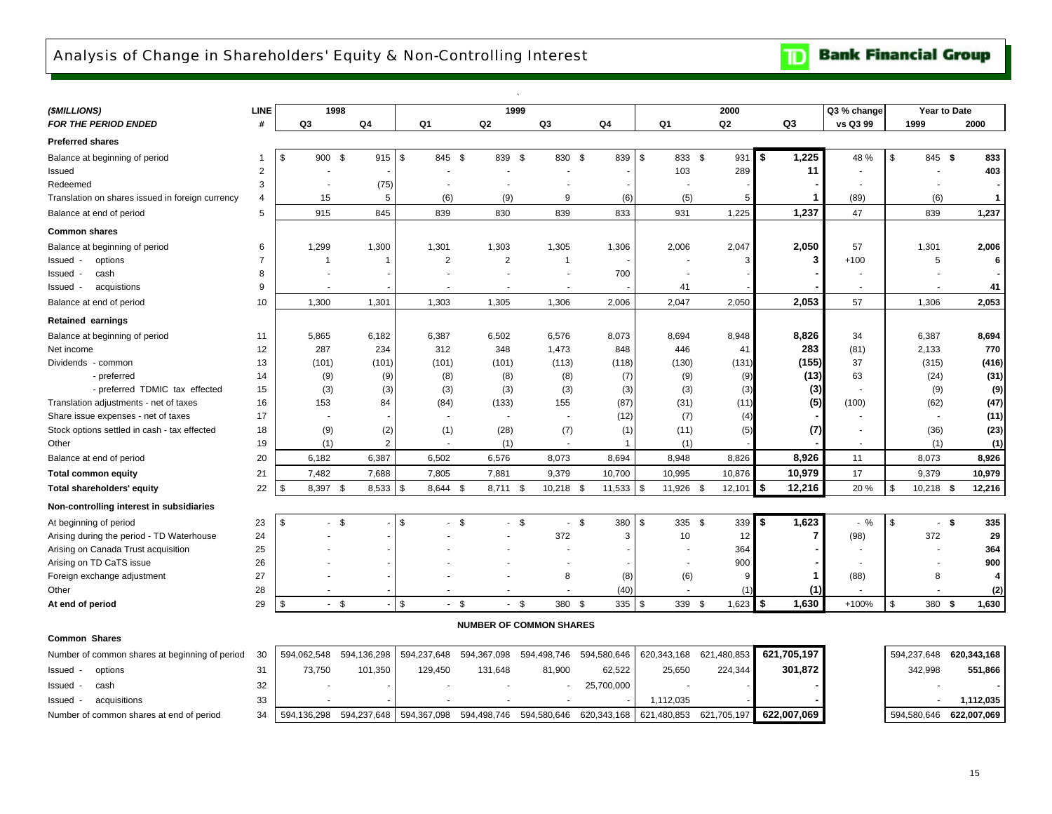# Analysis of Change in Shareholders' Equity & Non-Controlling Interest

| ($MILLIONS) | LINE | 1998 | | 1999 | | | | 2000 | | | Q3 % change | Year to Date | |
|---|---|---|---|---|---|---|---|---|---|---|---|---|---|
| FOR THE PERIOD ENDED | # | Q3 | Q4 | Q1 | Q2 | Q3 | Q4 | Q1 | Q2 | Q3 | vs Q3 99 | 1999 | 2000 |
| **Preferred shares** | | | | | | | | | | | | | |
| Balance at beginning of period | 1 | $ 900 | $ 915 | $ 845 | $ 839 | $ 830 | $ 839 | $ 833 | $ 931 | **$ 1,225** | 48 % | $ 845 | **$ 833** |
| Issued | 2 | - | - | - | - | - | - | 103 | 289 | **11** | - | - | **403** |
| Redeemed | 3 | - | (75) | - | - | - | - | - | - | **-** | - | - | **-** |
| Translation on shares issued in foreign currency | 4 | 15 | 5 | (6) | (9) | 9 | (6) | (5) | 5 | **1** | (89) | (6) | **1** |
| Balance at end of period | 5 | 915 | 845 | 839 | 830 | 839 | 833 | 931 | 1,225 | **1,237** | 47 | 839 | **1,237** |
| **Common shares** | | | | | | | | | | | | | |
| Balance at beginning of period | 6 | 1,299 | 1,300 | 1,301 | 1,303 | 1,305 | 1,306 | 2,006 | 2,047 | **2,050** | 57 | 1,301 | **2,006** |
| Issued - options | 7 | 1 | 1 | 2 | 2 | 1 | - | - | 3 | **3** | +100 | 5 | **6** |
| Issued - cash | 8 | - | - | - | - | - | 700 | - | - | **-** | - | - | **-** |
| Issued - acquistions | 9 | - | - | - | - | - | - | 41 | - | **-** | - | - | **41** |
| Balance at end of period | 10 | 1,300 | 1,301 | 1,303 | 1,305 | 1,306 | 2,006 | 2,047 | 2,050 | **2,053** | 57 | 1,306 | **2,053** |
| **Retained earnings** | | | | | | | | | | | | | |
| Balance at beginning of period | 11 | 5,865 | 6,182 | 6,387 | 6,502 | 6,576 | 8,073 | 8,694 | 8,948 | **8,826** | 34 | 6,387 | **8,694** |
| Net income | 12 | 287 | 234 | 312 | 348 | 1,473 | 848 | 446 | 41 | **283** | (81) | 2,133 | **770** |
| Dividends - common | 13 | (101) | (101) | (101) | (101) | (113) | (118) | (130) | (131) | **(155)** | 37 | (315) | **(416)** |
| - preferred | 14 | (9) | (9) | (8) | (8) | (8) | (7) | (9) | (9) | **(13)** | 63 | (24) | **(31)** |
| - preferred TDMIC tax effected | 15 | (3) | (3) | (3) | (3) | (3) | (3) | (3) | (3) | **(3)** | - | (9) | **(9)** |
| Translation adjustments - net of taxes | 16 | 153 | 84 | (84) | (133) | 155 | (87) | (31) | (11) | **(5)** | (100) | (62) | **(47)** |
| Share issue expenses - net of taxes | 17 | - | - | - | - | - | (12) | (7) | (4) | **-** | - | - | **(11)** |
| Stock options settled in cash - tax effected | 18 | (9) | (2) | (1) | (28) | (7) | (1) | (11) | (5) | **(7)** | - | (36) | **(23)** |
| Other | 19 | (1) | 2 | - | (1) | - | 1 | (1) | - | **-** | - | (1) | **(1)** |
| Balance at end of period | 20 | 6,182 | 6,387 | 6,502 | 6,576 | 8,073 | 8,694 | 8,948 | 8,826 | **8,926** | 11 | 8,073 | **8,926** |
| **Total common equity** | 21 | 7,482 | 7,688 | 7,805 | 7,881 | 9,379 | 10,700 | 10,995 | 10,876 | **10,979** | 17 | 9,379 | **10,979** |
| **Total shareholders' equity** | 22 | $ 8,397 | $ 8,533 | $ 8,644 | $ 8,711 | $ 10,218 | $ 11,533 | $ 11,926 | $ 12,101 | **$ 12,216** | 20 % | $ 10,218 | **$ 12,216** |
| **Non-controlling interest in subsidiaries** | | | | | | | | | | | | | |
| At beginning of period | 23 | $ - | $ - | $ - | $ - | $ - | $ 380 | $ 335 | $ 339 | **$ 1,623** | - % | $ - | **$ 335** |
| Arising during the period - TD Waterhouse | 24 | - | - | - | - | 372 | 3 | 10 | 12 | **7** | (98) | 372 | **29** |
| Arising on Canada Trust acquisition | 25 | - | - | - | - | - | - | - | 364 | **-** | - | - | **364** |
| Arising on TD CaTS issue | 26 | - | - | - | - | - | - | - | 900 | **-** | - | - | **900** |
| Foreign exchange adjustment | 27 | - | - | - | - | 8 | (8) | (6) | 9 | **1** | (88) | 8 | **4** |
| Other | 28 | - | - | - | - | - | (40) | - | (1) | **(1)** | - | - | **(2)** |
| **At end of period** | 29 | $ - | $ - | $ - | $ - | $ 380 | $ 335 | $ 339 | $ 1,623 | **$ 1,630** | +100% | $ 380 | **$ 1,630** |

**NUMBER OF COMMON SHARES**

| Common Shares | LINE | 1998 Q3 | 1998 Q4 | 1999 Q1 | 1999 Q2 | 1999 Q3 | 1999 Q4 | 2000 Q1 | 2000 Q2 | 2000 Q3 | YTD 1999 | YTD 2000 |
|---|---|---|---|---|---|---|---|---|---|---|---|---|
| Number of common shares at beginning of period | 30 | 594,062,548 | 594,136,298 | 594,237,648 | 594,367,098 | 594,498,746 | 594,580,646 | 620,343,168 | 621,480,853 | **621,705,197** | 594,237,648 | **620,343,168** |
| Issued - options | 31 | 73,750 | 101,350 | 129,450 | 131,648 | 81,900 | 62,522 | 25,650 | 224,344 | **301,872** | 342,998 | **551,866** |
| Issued - cash | 32 | - | - | - | - | - | 25,700,000 | - | - | **-** | - | **-** |
| Issued - acquisitions | 33 | - | - | - | - | - | - | 1,112,035 | - | **-** | - | **1,112,035** |
| Number of common shares at end of period | 34 | 594,136,298 | 594,237,648 | 594,367,098 | 594,498,746 | 594,580,646 | 620,343,168 | 621,480,853 | 621,705,197 | **622,007,069** | 594,580,646 | **622,007,069** |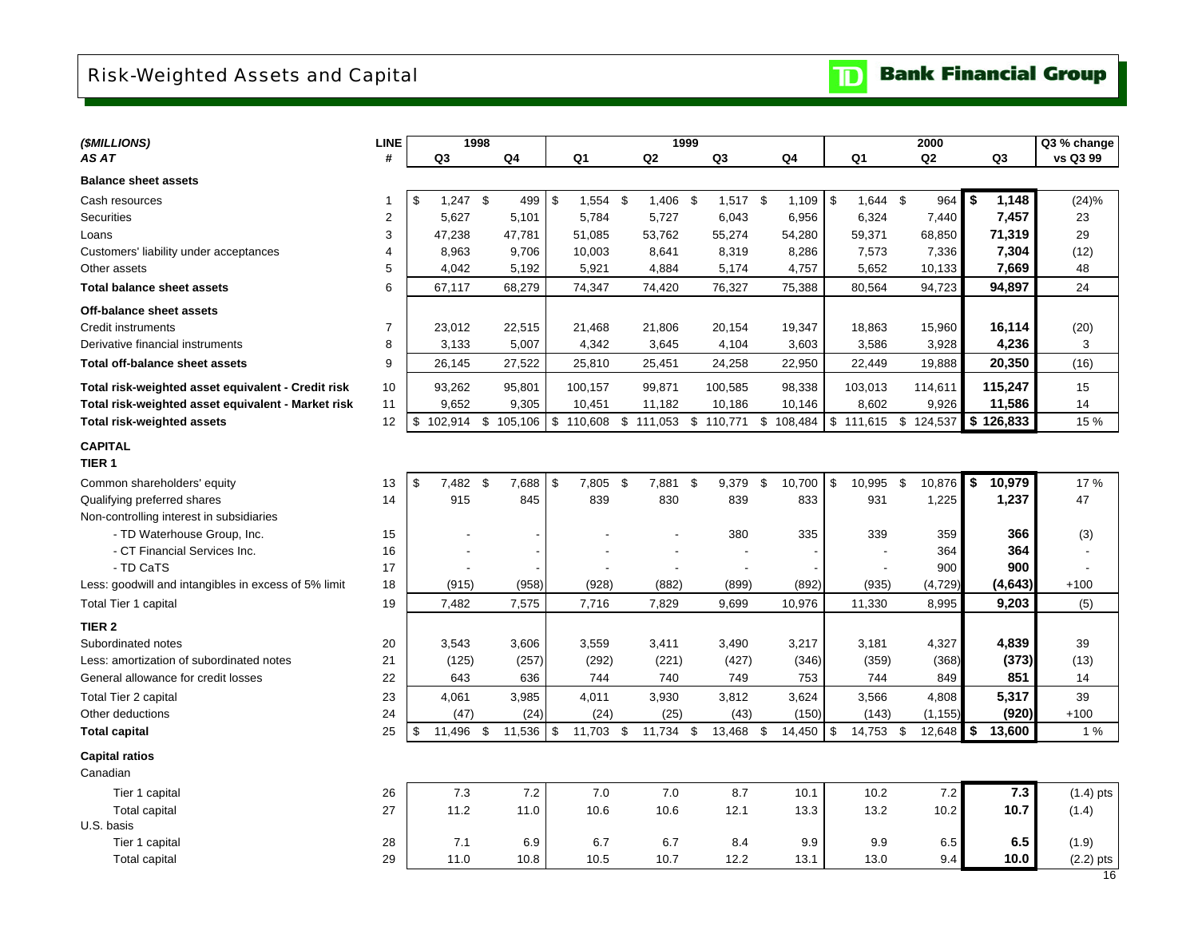# Risk-Weighted Assets and Capital

TD Bank Financial Group

| ($MILLIONS) AS AT | LINE # | 1998 Q3 | 1998 Q4 | 1999 Q1 | 1999 Q2 | 1999 Q3 | 1999 Q4 | 2000 Q1 | 2000 Q2 | 2000 Q3 | Q3 % change vs Q3 99 |
|---|---|---|---|---|---|---|---|---|---|---|---|
| **Balance sheet assets** | | | | | | | | | | | |
| Cash resources | 1 | $ 1,247 | $ 499 | $ 1,554 | $ 1,406 | $ 1,517 | $ 1,109 | $ 1,644 | $ 964 | **$ 1,148** | (24)% |
| Securities | 2 | 5,627 | 5,101 | 5,784 | 5,727 | 6,043 | 6,956 | 6,324 | 7,440 | **7,457** | 23 |
| Loans | 3 | 47,238 | 47,781 | 51,085 | 53,762 | 55,274 | 54,280 | 59,371 | 68,850 | **71,319** | 29 |
| Customers' liability under acceptances | 4 | 8,963 | 9,706 | 10,003 | 8,641 | 8,319 | 8,286 | 7,573 | 7,336 | **7,304** | (12) |
| Other assets | 5 | 4,042 | 5,192 | 5,921 | 4,884 | 5,174 | 4,757 | 5,652 | 10,133 | **7,669** | 48 |
| **Total balance sheet assets** | 6 | 67,117 | 68,279 | 74,347 | 74,420 | 76,327 | 75,388 | 80,564 | 94,723 | **94,897** | 24 |
| **Off-balance sheet assets** | | | | | | | | | | | |
| Credit instruments | 7 | 23,012 | 22,515 | 21,468 | 21,806 | 20,154 | 19,347 | 18,863 | 15,960 | **16,114** | (20) |
| Derivative financial instruments | 8 | 3,133 | 5,007 | 4,342 | 3,645 | 4,104 | 3,603 | 3,586 | 3,928 | **4,236** | 3 |
| **Total off-balance sheet assets** | 9 | 26,145 | 27,522 | 25,810 | 25,451 | 24,258 | 22,950 | 22,449 | 19,888 | **20,350** | (16) |
| **Total risk-weighted asset equivalent - Credit risk** | 10 | 93,262 | 95,801 | 100,157 | 99,871 | 100,585 | 98,338 | 103,013 | 114,611 | **115,247** | 15 |
| **Total risk-weighted asset equivalent - Market risk** | 11 | 9,652 | 9,305 | 10,451 | 11,182 | 10,186 | 10,146 | 8,602 | 9,926 | **11,586** | 14 |
| **Total risk-weighted assets** | 12 | $ 102,914 | $ 105,106 | $ 110,608 | $ 111,053 | $ 110,771 | $ 108,484 | $ 111,615 | $ 124,537 | **$ 126,833** | 15 % |
| **CAPITAL** | | | | | | | | | | | |
| **TIER 1** | | | | | | | | | | | |
| Common shareholders' equity | 13 | $ 7,482 | $ 7,688 | $ 7,805 | $ 7,881 | $ 9,379 | $ 10,700 | $ 10,995 | $ 10,876 | **$ 10,979** | 17 % |
| Qualifying preferred shares | 14 | 915 | 845 | 839 | 830 | 839 | 833 | 931 | 1,225 | **1,237** | 47 |
| Non-controlling interest in subsidiaries | | | | | | | | | | | |
| - TD Waterhouse Group, Inc. | 15 | - | - | - | - | 380 | 335 | 339 | 359 | **366** | (3) |
| - CT Financial Services Inc. | 16 | - | - | - | - | - | - | - | 364 | **364** | - |
| - TD CaTS | 17 | - | - | - | - | - | - | - | 900 | **900** | - |
| Less: goodwill and intangibles in excess of 5% limit | 18 | (915) | (958) | (928) | (882) | (899) | (892) | (935) | (4,729) | **(4,643)** | +100 |
| Total Tier 1 capital | 19 | 7,482 | 7,575 | 7,716 | 7,829 | 9,699 | 10,976 | 11,330 | 8,995 | **9,203** | (5) |
| **TIER 2** | | | | | | | | | | | |
| Subordinated notes | 20 | 3,543 | 3,606 | 3,559 | 3,411 | 3,490 | 3,217 | 3,181 | 4,327 | **4,839** | 39 |
| Less: amortization of subordinated notes | 21 | (125) | (257) | (292) | (221) | (427) | (346) | (359) | (368) | **(373)** | (13) |
| General allowance for credit losses | 22 | 643 | 636 | 744 | 740 | 749 | 753 | 744 | 849 | **851** | 14 |
| Total Tier 2 capital | 23 | 4,061 | 3,985 | 4,011 | 3,930 | 3,812 | 3,624 | 3,566 | 4,808 | **5,317** | 39 |
| Other deductions | 24 | (47) | (24) | (24) | (25) | (43) | (150) | (143) | (1,155) | **(920)** | +100 |
| **Total capital** | 25 | $ 11,496 | $ 11,536 | $ 11,703 | $ 11,734 | $ 13,468 | $ 14,450 | $ 14,753 | $ 12,648 | **$ 13,600** | 1 % |
| **Capital ratios** | | | | | | | | | | | |
| Canadian | | | | | | | | | | | |
| Tier 1 capital | 26 | 7.3 | 7.2 | 7.0 | 7.0 | 8.7 | 10.1 | 10.2 | 7.2 | **7.3** | (1.4) pts |
| Total capital | 27 | 11.2 | 11.0 | 10.6 | 10.6 | 12.1 | 13.3 | 13.2 | 10.2 | **10.7** | (1.4) |
| U.S. basis | | | | | | | | | | | |
| Tier 1 capital | 28 | 7.1 | 6.9 | 6.7 | 6.7 | 8.4 | 9.9 | 9.9 | 6.5 | **6.5** | (1.9) |
| Total capital | 29 | 11.0 | 10.8 | 10.5 | 10.7 | 12.2 | 13.1 | 13.0 | 9.4 | **10.0** | (2.2) pts |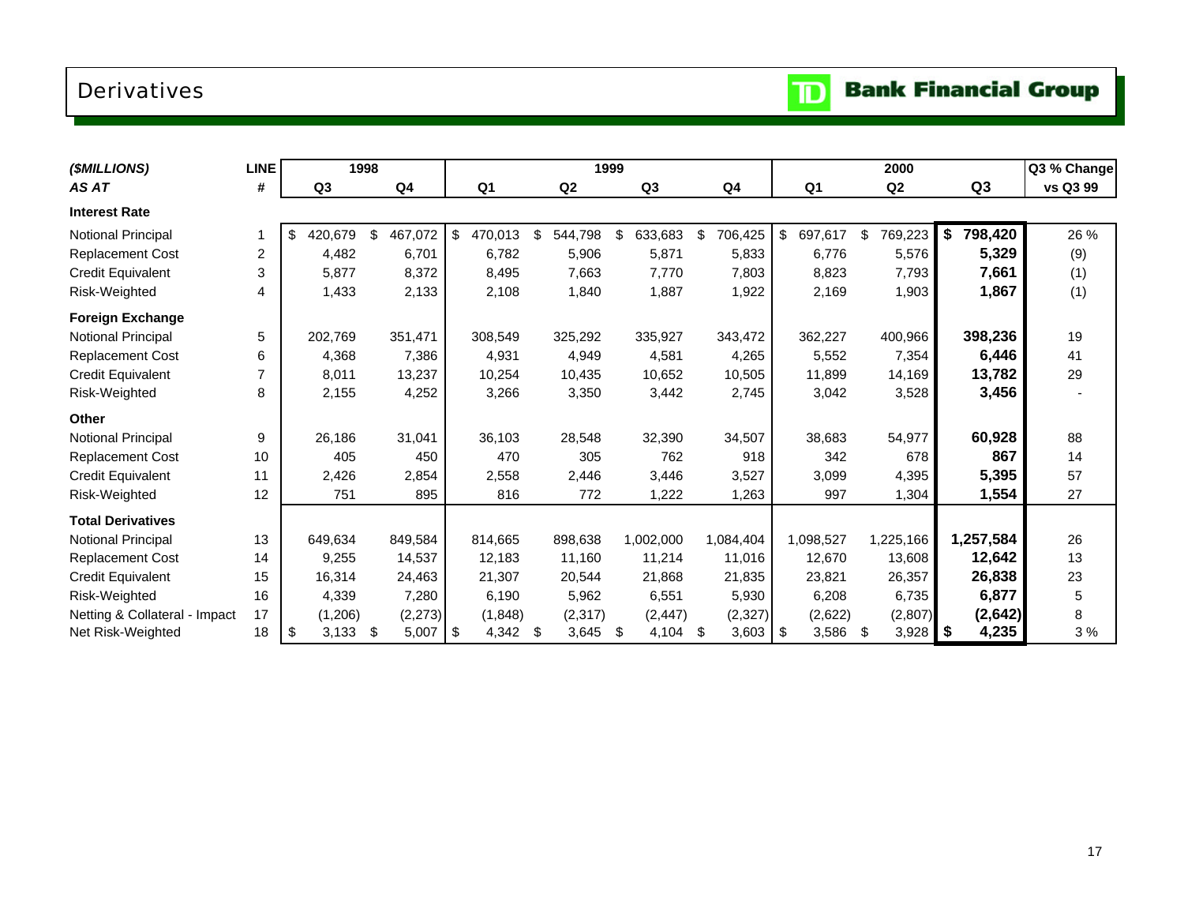# Derivatives

TD Bank Financial Group

| ($MILLIONS) | LINE | 1998 | | 1999 | | | | 2000 | | | Q3 % Change |
|---|---|---|---|---|---|---|---|---|---|---|---|
| AS AT | # | Q3 | Q4 | Q1 | Q2 | Q3 | Q4 | Q1 | Q2 | Q3 | vs Q3 99 |
| **Interest Rate** | | | | | | | | | | | |
| Notional Principal | 1 | $ 420,679 | $ 467,072 | $ 470,013 | $ 544,798 | $ 633,683 | $ 706,425 | $ 697,617 | $ 769,223 | **$ 798,420** | 26 % |
| Replacement Cost | 2 | 4,482 | 6,701 | 6,782 | 5,906 | 5,871 | 5,833 | 6,776 | 5,576 | **5,329** | (9) |
| Credit Equivalent | 3 | 5,877 | 8,372 | 8,495 | 7,663 | 7,770 | 7,803 | 8,823 | 7,793 | **7,661** | (1) |
| Risk-Weighted | 4 | 1,433 | 2,133 | 2,108 | 1,840 | 1,887 | 1,922 | 2,169 | 1,903 | **1,867** | (1) |
| **Foreign Exchange** | | | | | | | | | | | |
| Notional Principal | 5 | 202,769 | 351,471 | 308,549 | 325,292 | 335,927 | 343,472 | 362,227 | 400,966 | **398,236** | 19 |
| Replacement Cost | 6 | 4,368 | 7,386 | 4,931 | 4,949 | 4,581 | 4,265 | 5,552 | 7,354 | **6,446** | 41 |
| Credit Equivalent | 7 | 8,011 | 13,237 | 10,254 | 10,435 | 10,652 | 10,505 | 11,899 | 14,169 | **13,782** | 29 |
| Risk-Weighted | 8 | 2,155 | 4,252 | 3,266 | 3,350 | 3,442 | 2,745 | 3,042 | 3,528 | **3,456** | - |
| **Other** | | | | | | | | | | | |
| Notional Principal | 9 | 26,186 | 31,041 | 36,103 | 28,548 | 32,390 | 34,507 | 38,683 | 54,977 | **60,928** | 88 |
| Replacement Cost | 10 | 405 | 450 | 470 | 305 | 762 | 918 | 342 | 678 | **867** | 14 |
| Credit Equivalent | 11 | 2,426 | 2,854 | 2,558 | 2,446 | 3,446 | 3,527 | 3,099 | 4,395 | **5,395** | 57 |
| Risk-Weighted | 12 | 751 | 895 | 816 | 772 | 1,222 | 1,263 | 997 | 1,304 | **1,554** | 27 |
| **Total Derivatives** | | | | | | | | | | | |
| Notional Principal | 13 | 649,634 | 849,584 | 814,665 | 898,638 | 1,002,000 | 1,084,404 | 1,098,527 | 1,225,166 | **1,257,584** | 26 |
| Replacement Cost | 14 | 9,255 | 14,537 | 12,183 | 11,160 | 11,214 | 11,016 | 12,670 | 13,608 | **12,642** | 13 |
| Credit Equivalent | 15 | 16,314 | 24,463 | 21,307 | 20,544 | 21,868 | 21,835 | 23,821 | 26,357 | **26,838** | 23 |
| Risk-Weighted | 16 | 4,339 | 7,280 | 6,190 | 5,962 | 6,551 | 5,930 | 6,208 | 6,735 | **6,877** | 5 |
| Netting & Collateral - Impact | 17 | (1,206) | (2,273) | (1,848) | (2,317) | (2,447) | (2,327) | (2,622) | (2,807) | **(2,642)** | 8 |
| Net Risk-Weighted | 18 | $ 3,133 | $ 5,007 | $ 4,342 | $ 3,645 | $ 4,104 | $ 3,603 | $ 3,586 | $ 3,928 | **$ 4,235** | 3 % |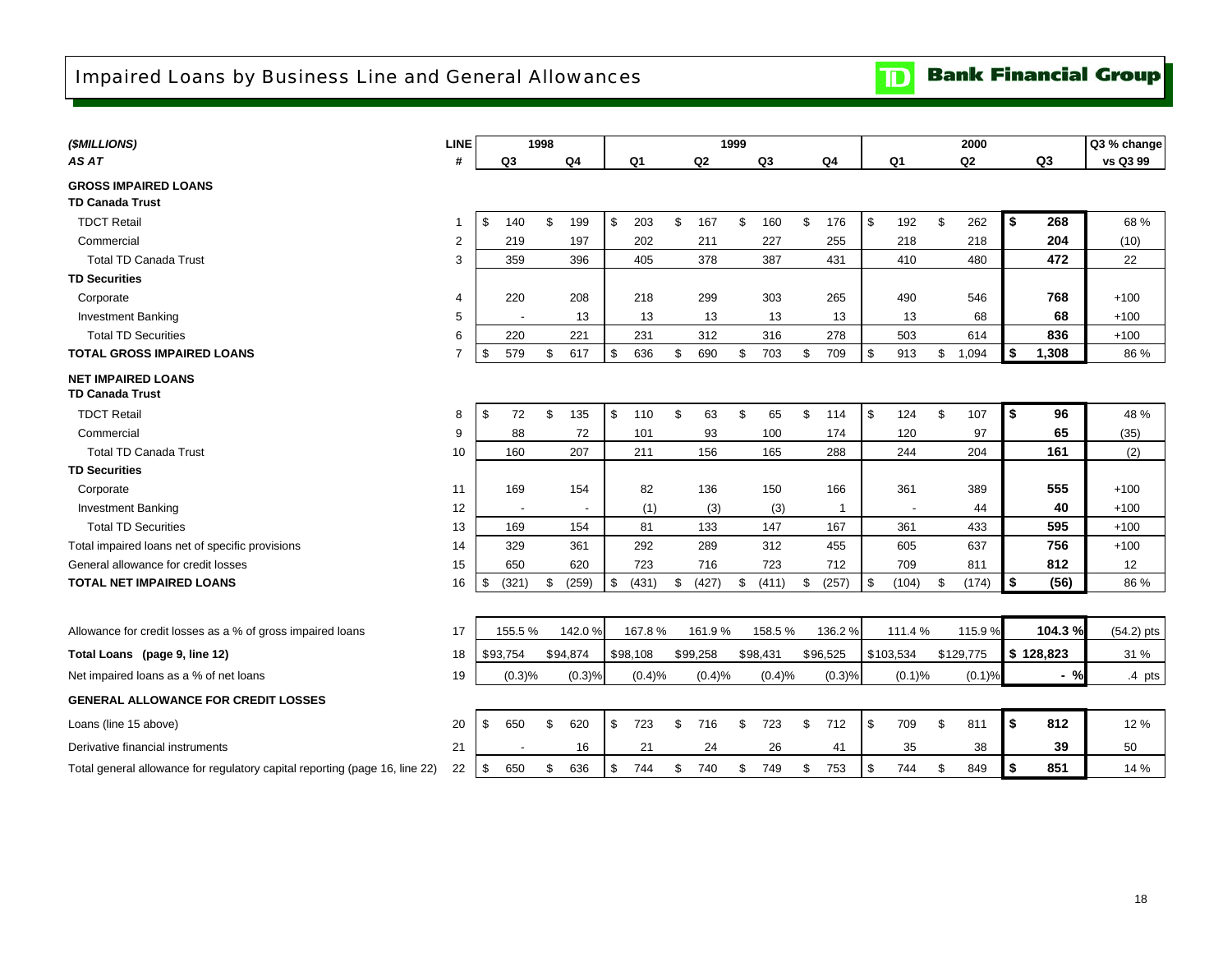# Impaired Loans by Business Line and General Allowances

**TD Bank Financial Group**

| *($MILLIONS)* | LINE | 1998 | | 1999 | | | | 2000 | | | Q3 % change |
|---|---|---|---|---|---|---|---|---|---|---|---|
| *AS AT* | # | Q3 | Q4 | Q1 | Q2 | Q3 | Q4 | Q1 | Q2 | Q3 | vs Q3 99 |
| **GROSS IMPAIRED LOANS** | | | | | | | | | | | |
| **TD Canada Trust** | | | | | | | | | | | |
| TDCT Retail | 1 | $ 140 | $ 199 | $ 203 | $ 167 | $ 160 | $ 176 | $ 192 | $ 262 | **$ 268** | 68 % |
| Commercial | 2 | 219 | 197 | 202 | 211 | 227 | 255 | 218 | 218 | **204** | (10) |
| Total TD Canada Trust | 3 | 359 | 396 | 405 | 378 | 387 | 431 | 410 | 480 | **472** | 22 |
| **TD Securities** | | | | | | | | | | | |
| Corporate | 4 | 220 | 208 | 218 | 299 | 303 | 265 | 490 | 546 | **768** | +100 |
| Investment Banking | 5 | - | 13 | 13 | 13 | 13 | 13 | 13 | 68 | **68** | +100 |
| Total TD Securities | 6 | 220 | 221 | 231 | 312 | 316 | 278 | 503 | 614 | **836** | +100 |
| **TOTAL GROSS IMPAIRED LOANS** | 7 | $ 579 | $ 617 | $ 636 | $ 690 | $ 703 | $ 709 | $ 913 | $ 1,094 | **$ 1,308** | 86 % |
| **NET IMPAIRED LOANS** | | | | | | | | | | | |
| **TD Canada Trust** | | | | | | | | | | | |
| TDCT Retail | 8 | $ 72 | $ 135 | $ 110 | $ 63 | $ 65 | $ 114 | $ 124 | $ 107 | **$ 96** | 48 % |
| Commercial | 9 | 88 | 72 | 101 | 93 | 100 | 174 | 120 | 97 | **65** | (35) |
| Total TD Canada Trust | 10 | 160 | 207 | 211 | 156 | 165 | 288 | 244 | 204 | **161** | (2) |
| **TD Securities** | | | | | | | | | | | |
| Corporate | 11 | 169 | 154 | 82 | 136 | 150 | 166 | 361 | 389 | **555** | +100 |
| Investment Banking | 12 | - | - | (1) | (3) | (3) | 1 | - | 44 | **40** | +100 |
| Total TD Securities | 13 | 169 | 154 | 81 | 133 | 147 | 167 | 361 | 433 | **595** | +100 |
| Total impaired loans net of specific provisions | 14 | 329 | 361 | 292 | 289 | 312 | 455 | 605 | 637 | **756** | +100 |
| General allowance for credit losses | 15 | 650 | 620 | 723 | 716 | 723 | 712 | 709 | 811 | **812** | 12 |
| **TOTAL NET IMPAIRED LOANS** | 16 | $ (321) | $ (259) | $ (431) | $ (427) | $ (411) | $ (257) | $ (104) | $ (174) | **$ (56)** | 86 % |
| Allowance for credit losses as a % of gross impaired loans | 17 | 155.5 % | 142.0 % | 167.8 % | 161.9 % | 158.5 % | 136.2 % | 111.4 % | 115.9 % | **104.3 %** | (54.2) pts |
| **Total Loans (page 9, line 12)** | 18 | $93,754 | $94,874 | $98,108 | $99,258 | $98,431 | $96,525 | $103,534 | $129,775 | **$ 128,823** | 31 % |
| Net impaired loans as a % of net loans | 19 | (0.3)% | (0.3)% | (0.4)% | (0.4)% | (0.4)% | (0.3)% | (0.1)% | (0.1)% | **- %** | .4 pts |
| **GENERAL ALLOWANCE FOR CREDIT LOSSES** | | | | | | | | | | | |
| Loans (line 15 above) | 20 | $ 650 | $ 620 | $ 723 | $ 716 | $ 723 | $ 712 | $ 709 | $ 811 | **$ 812** | 12 % |
| Derivative financial instruments | 21 | - | 16 | 21 | 24 | 26 | 41 | 35 | 38 | **39** | 50 |
| Total general allowance for regulatory capital reporting (page 16, line 22) | 22 | $ 650 | $ 636 | $ 744 | $ 740 | $ 749 | $ 753 | $ 744 | $ 849 | **$ 851** | 14 % |